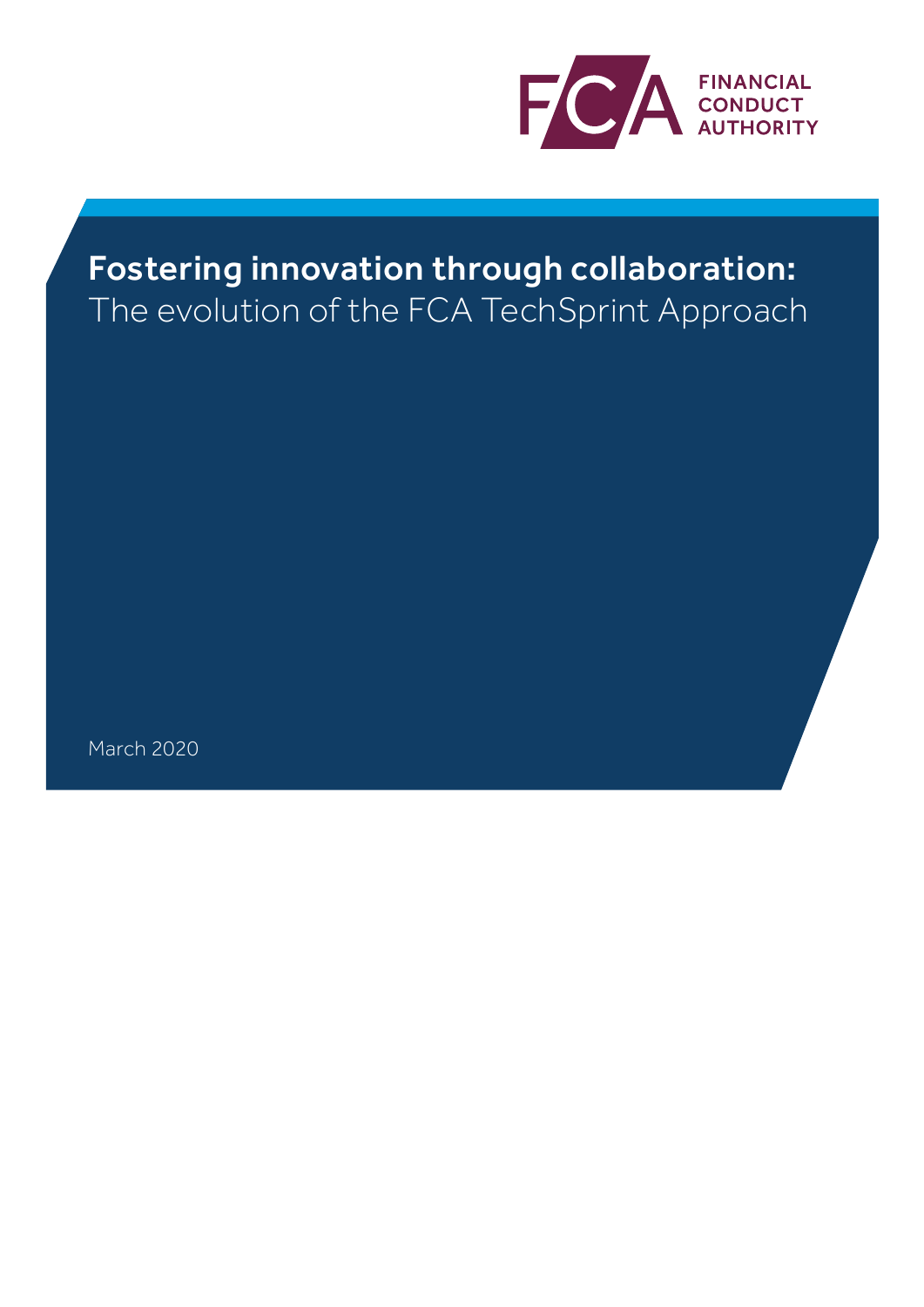FINANCIAL CONDUCT AUTHORITY

# Fostering innovation through collaboration:

The evolution of the FCA TechSprint Approach

March 2020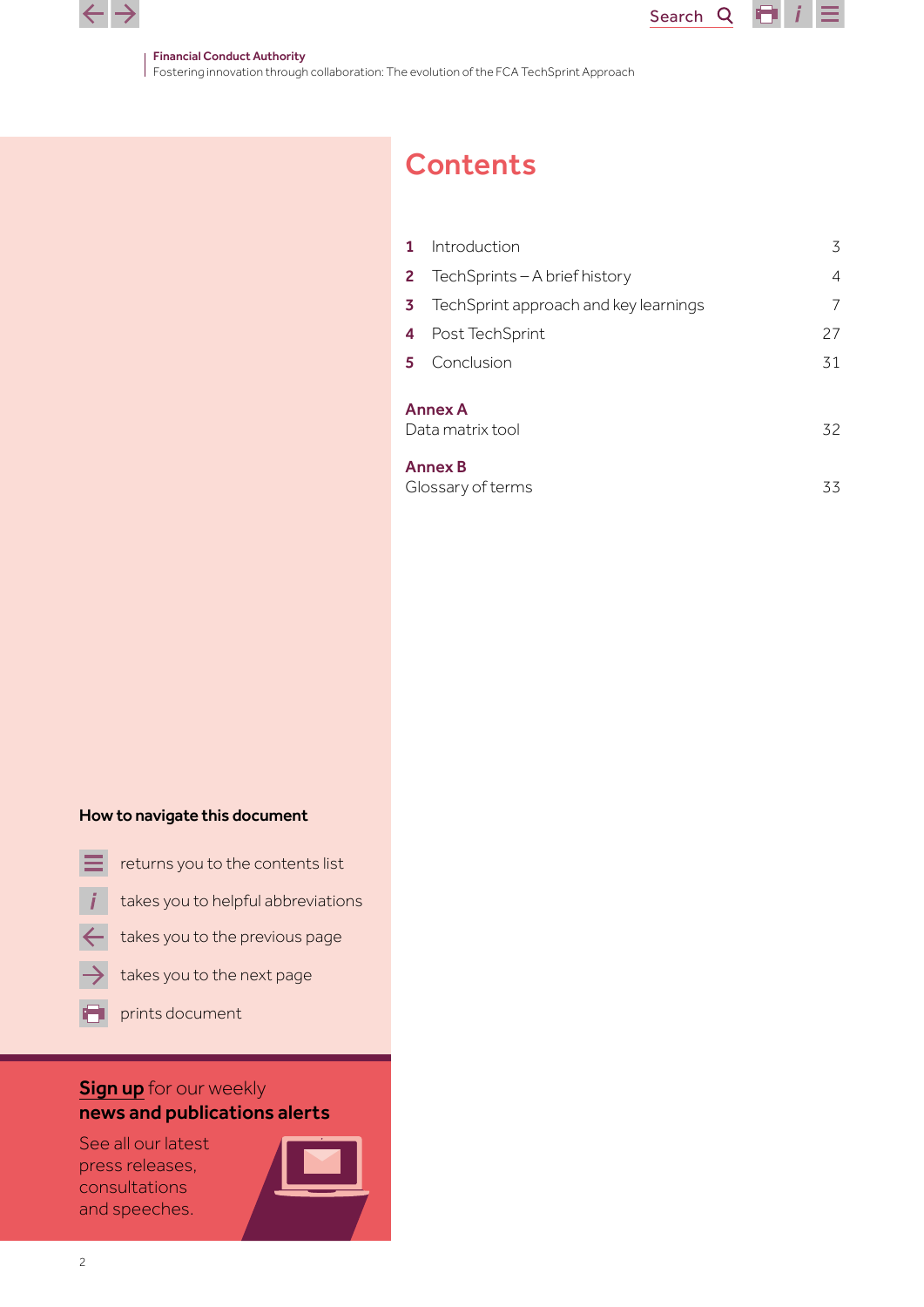# Contents

| | | |
|---|---|---|
| **1** | Introduction | 3 |
| **2** | TechSprints – A brief history | 4 |
| **3** | TechSprint approach and key learnings | 7 |
| **4** | Post TechSprint | 27 |
| **5** | Conclusion | 31 |

**Annex A**
Data matrix tool 32

**Annex B**
Glossary of terms 33

**How to navigate this document**

- returns you to the contents list
- takes you to helpful abbreviations
- takes you to the previous page
- takes you to the next page
- prints document

**Sign up** for our weekly **news and publications alerts**

See all our latest press releases, consultations and speeches.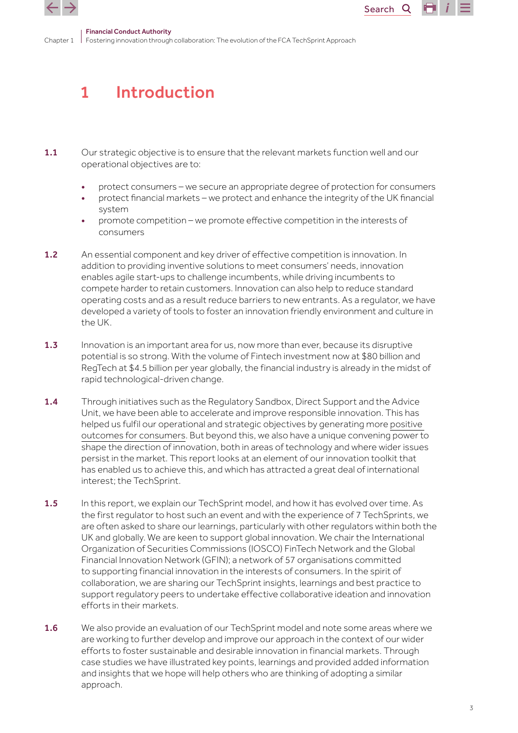# 1 Introduction

**1.1** Our strategic objective is to ensure that the relevant markets function well and our operational objectives are to:

- protect consumers – we secure an appropriate degree of protection for consumers
- protect financial markets – we protect and enhance the integrity of the UK financial system
- promote competition – we promote effective competition in the interests of consumers

**1.2** An essential component and key driver of effective competition is innovation. In addition to providing inventive solutions to meet consumers' needs, innovation enables agile start-ups to challenge incumbents, while driving incumbents to compete harder to retain customers. Innovation can also help to reduce standard operating costs and as a result reduce barriers to new entrants. As a regulator, we have developed a variety of tools to foster an innovation friendly environment and culture in the UK.

**1.3** Innovation is an important area for us, now more than ever, because its disruptive potential is so strong. With the volume of Fintech investment now at $80 billion and RegTech at $4.5 billion per year globally, the financial industry is already in the midst of rapid technological-driven change.

**1.4** Through initiatives such as the Regulatory Sandbox, Direct Support and the Advice Unit, we have been able to accelerate and improve responsible innovation. This has helped us fulfil our operational and strategic objectives by generating more positive outcomes for consumers. But beyond this, we also have a unique convening power to shape the direction of innovation, both in areas of technology and where wider issues persist in the market. This report looks at an element of our innovation toolkit that has enabled us to achieve this, and which has attracted a great deal of international interest; the TechSprint.

**1.5** In this report, we explain our TechSprint model, and how it has evolved over time. As the first regulator to host such an event and with the experience of 7 TechSprints, we are often asked to share our learnings, particularly with other regulators within both the UK and globally. We are keen to support global innovation. We chair the International Organization of Securities Commissions (IOSCO) FinTech Network and the Global Financial Innovation Network (GFIN); a network of 57 organisations committed to supporting financial innovation in the interests of consumers. In the spirit of collaboration, we are sharing our TechSprint insights, learnings and best practice to support regulatory peers to undertake effective collaborative ideation and innovation efforts in their markets.

**1.6** We also provide an evaluation of our TechSprint model and note some areas where we are working to further develop and improve our approach in the context of our wider efforts to foster sustainable and desirable innovation in financial markets. Through case studies we have illustrated key points, learnings and provided added information and insights that we hope will help others who are thinking of adopting a similar approach.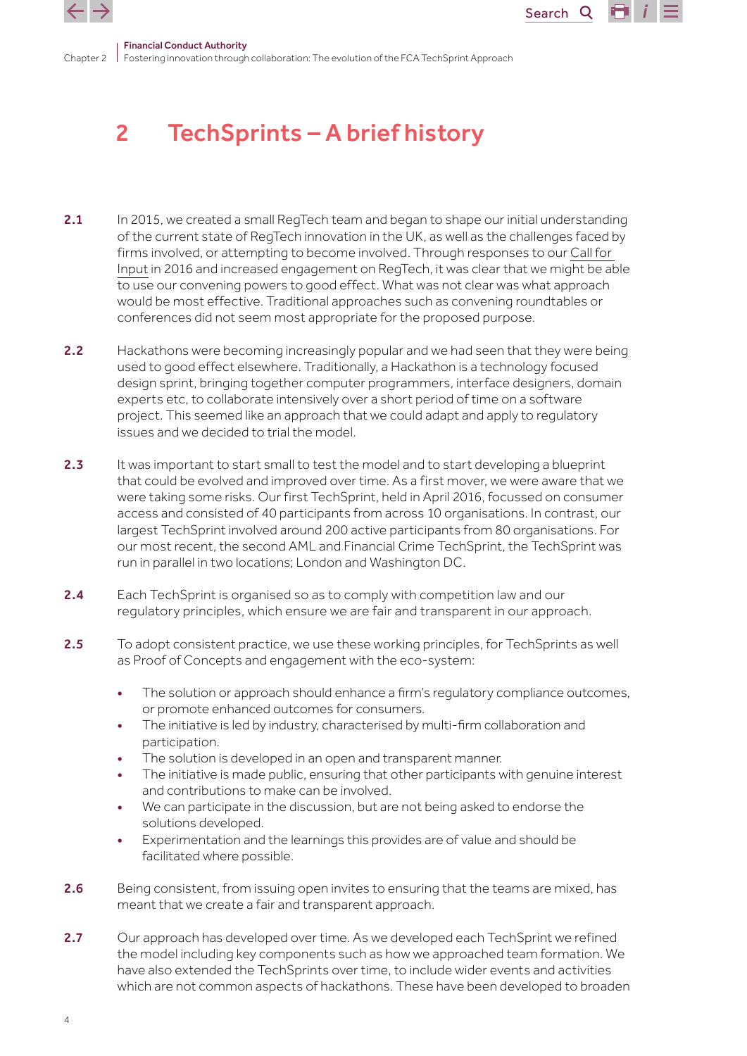# 2 TechSprints – A brief history

**2.1** In 2015, we created a small RegTech team and began to shape our initial understanding of the current state of RegTech innovation in the UK, as well as the challenges faced by firms involved, or attempting to become involved. Through responses to our Call for Input in 2016 and increased engagement on RegTech, it was clear that we might be able to use our convening powers to good effect. What was not clear was what approach would be most effective. Traditional approaches such as convening roundtables or conferences did not seem most appropriate for the proposed purpose.

**2.2** Hackathons were becoming increasingly popular and we had seen that they were being used to good effect elsewhere. Traditionally, a Hackathon is a technology focused design sprint, bringing together computer programmers, interface designers, domain experts etc, to collaborate intensively over a short period of time on a software project. This seemed like an approach that we could adapt and apply to regulatory issues and we decided to trial the model.

**2.3** It was important to start small to test the model and to start developing a blueprint that could be evolved and improved over time. As a first mover, we were aware that we were taking some risks. Our first TechSprint, held in April 2016, focussed on consumer access and consisted of 40 participants from across 10 organisations. In contrast, our largest TechSprint involved around 200 active participants from 80 organisations. For our most recent, the second AML and Financial Crime TechSprint, the TechSprint was run in parallel in two locations; London and Washington DC.

**2.4** Each TechSprint is organised so as to comply with competition law and our regulatory principles, which ensure we are fair and transparent in our approach.

**2.5** To adopt consistent practice, we use these working principles, for TechSprints as well as Proof of Concepts and engagement with the eco-system:

- The solution or approach should enhance a firm's regulatory compliance outcomes, or promote enhanced outcomes for consumers.
- The initiative is led by industry, characterised by multi-firm collaboration and participation.
- The solution is developed in an open and transparent manner.
- The initiative is made public, ensuring that other participants with genuine interest and contributions to make can be involved.
- We can participate in the discussion, but are not being asked to endorse the solutions developed.
- Experimentation and the learnings this provides are of value and should be facilitated where possible.

**2.6** Being consistent, from issuing open invites to ensuring that the teams are mixed, has meant that we create a fair and transparent approach.

**2.7** Our approach has developed over time. As we developed each TechSprint we refined the model including key components such as how we approached team formation. We have also extended the TechSprints over time, to include wider events and activities which are not common aspects of hackathons. These have been developed to broaden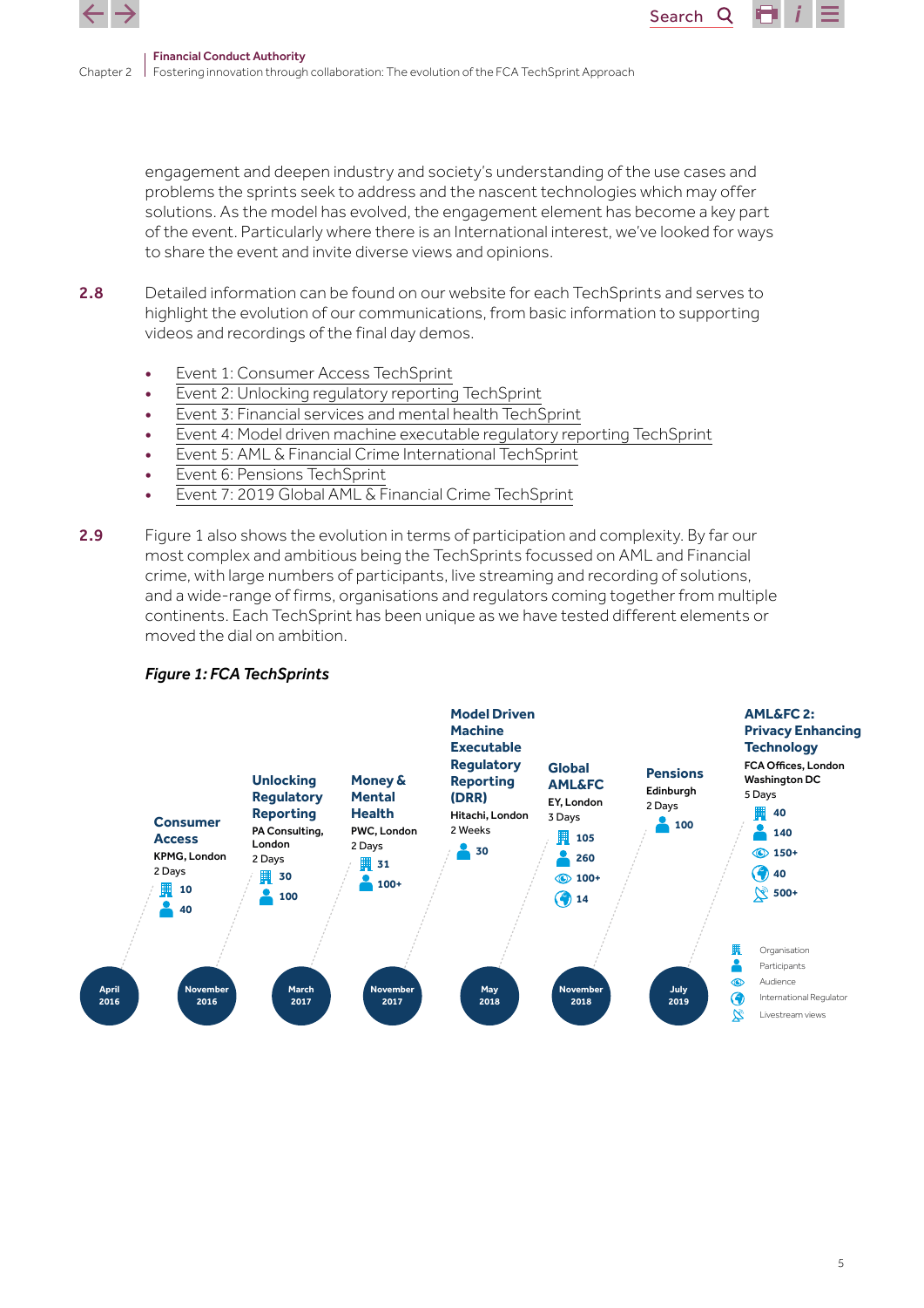engagement and deepen industry and society's understanding of the use cases and problems the sprints seek to address and the nascent technologies which may offer solutions. As the model has evolved, the engagement element has become a key part of the event. Particularly where there is an International interest, we've looked for ways to share the event and invite diverse views and opinions.

**2.8** Detailed information can be found on our website for each TechSprints and serves to highlight the evolution of our communications, from basic information to supporting videos and recordings of the final day demos.

- Event 1: Consumer Access TechSprint
- Event 2: Unlocking regulatory reporting TechSprint
- Event 3: Financial services and mental health TechSprint
- Event 4: Model driven machine executable regulatory reporting TechSprint
- Event 5: AML & Financial Crime International TechSprint
- Event 6: Pensions TechSprint
- Event 7: 2019 Global AML & Financial Crime TechSprint

**2.9** Figure 1 also shows the evolution in terms of participation and complexity. By far our most complex and ambitious being the TechSprints focussed on AML and Financial crime, with large numbers of participants, live streaming and recording of solutions, and a wide-range of firms, organisations and regulators coming together from multiple continents. Each TechSprint has been unique as we have tested different elements or moved the dial on ambition.

*Figure 1: FCA TechSprints*

| Date | TechSprint | Host, Location | Duration | Organisation | Participants | Audience | International Regulator | Livestream views |
|---|---|---|---|---|---|---|---|---|
| April 2016 | Consumer Access | KPMG, London | 2 Days | 10 | 40 | | | |
| November 2016 | Unlocking Regulatory Reporting | PA Consulting, London | 2 Days | 30 | 100 | | | |
| March 2017 | Money & Mental Health | PWC, London | 2 Days | 31 | 100+ | | | |
| November 2017 | Model Driven Machine Executable Regulatory Reporting (DRR) | Hitachi, London | 2 Weeks | | 30 | | | |
| May 2018 | Global AML&FC | EY, London | 3 Days | 105 | 260 | 100+ | 14 | |
| November 2018 | Pensions | Edinburgh | 2 Days | | 100 | | | |
| July 2019 | AML&FC 2: Privacy Enhancing Technology | FCA Offices, London Washington DC | 5 Days | 40 | 140 | 150+ | 40 | 500+ |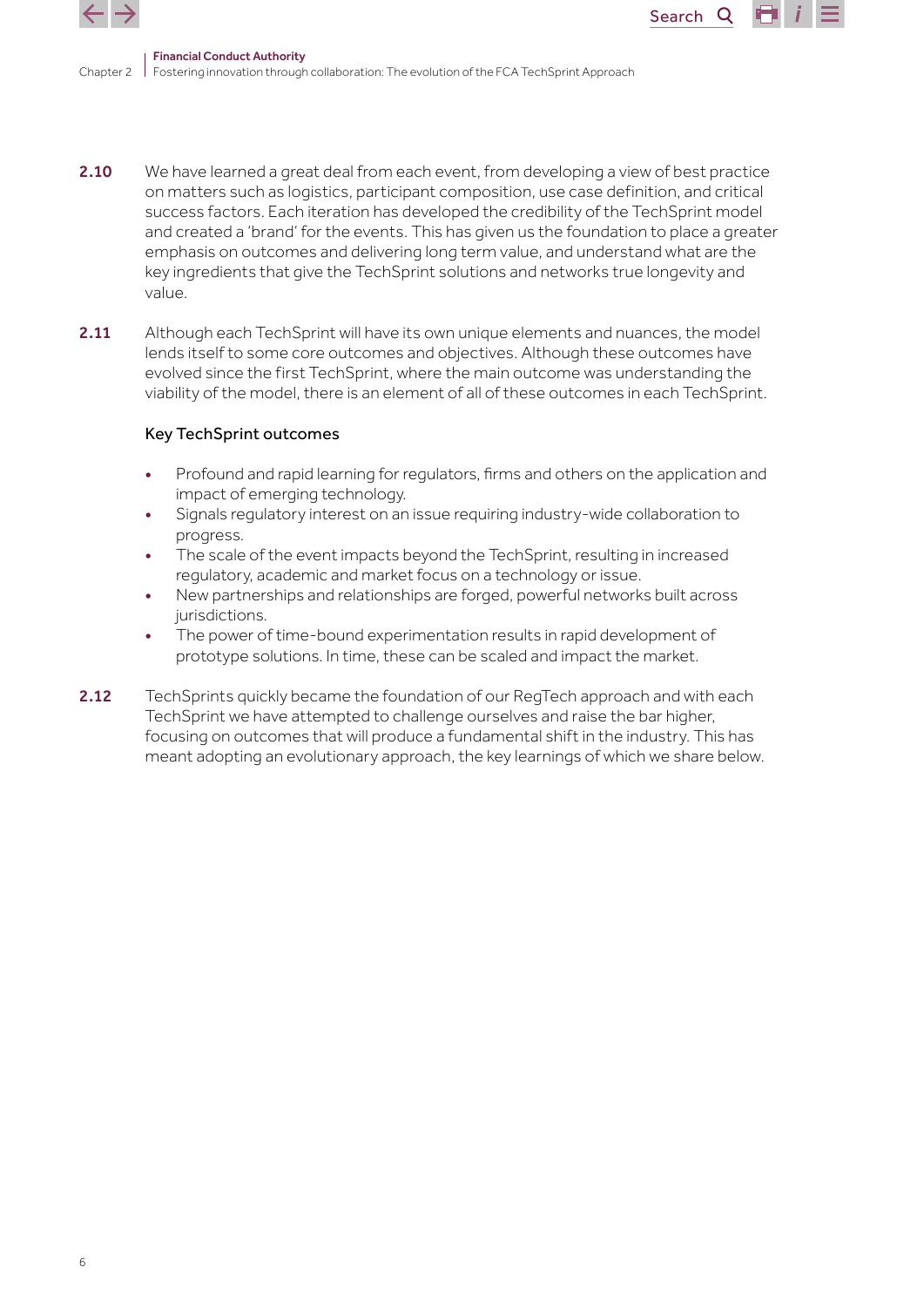**2.10** We have learned a great deal from each event, from developing a view of best practice on matters such as logistics, participant composition, use case definition, and critical success factors. Each iteration has developed the credibility of the TechSprint model and created a 'brand' for the events. This has given us the foundation to place a greater emphasis on outcomes and delivering long term value, and understand what are the key ingredients that give the TechSprint solutions and networks true longevity and value.

**2.11** Although each TechSprint will have its own unique elements and nuances, the model lends itself to some core outcomes and objectives. Although these outcomes have evolved since the first TechSprint, where the main outcome was understanding the viability of the model, there is an element of all of these outcomes in each TechSprint.

Key TechSprint outcomes

- Profound and rapid learning for regulators, firms and others on the application and impact of emerging technology.
- Signals regulatory interest on an issue requiring industry-wide collaboration to progress.
- The scale of the event impacts beyond the TechSprint, resulting in increased regulatory, academic and market focus on a technology or issue.
- New partnerships and relationships are forged, powerful networks built across jurisdictions.
- The power of time-bound experimentation results in rapid development of prototype solutions. In time, these can be scaled and impact the market.

**2.12** TechSprints quickly became the foundation of our RegTech approach and with each TechSprint we have attempted to challenge ourselves and raise the bar higher, focusing on outcomes that will produce a fundamental shift in the industry. This has meant adopting an evolutionary approach, the key learnings of which we share below.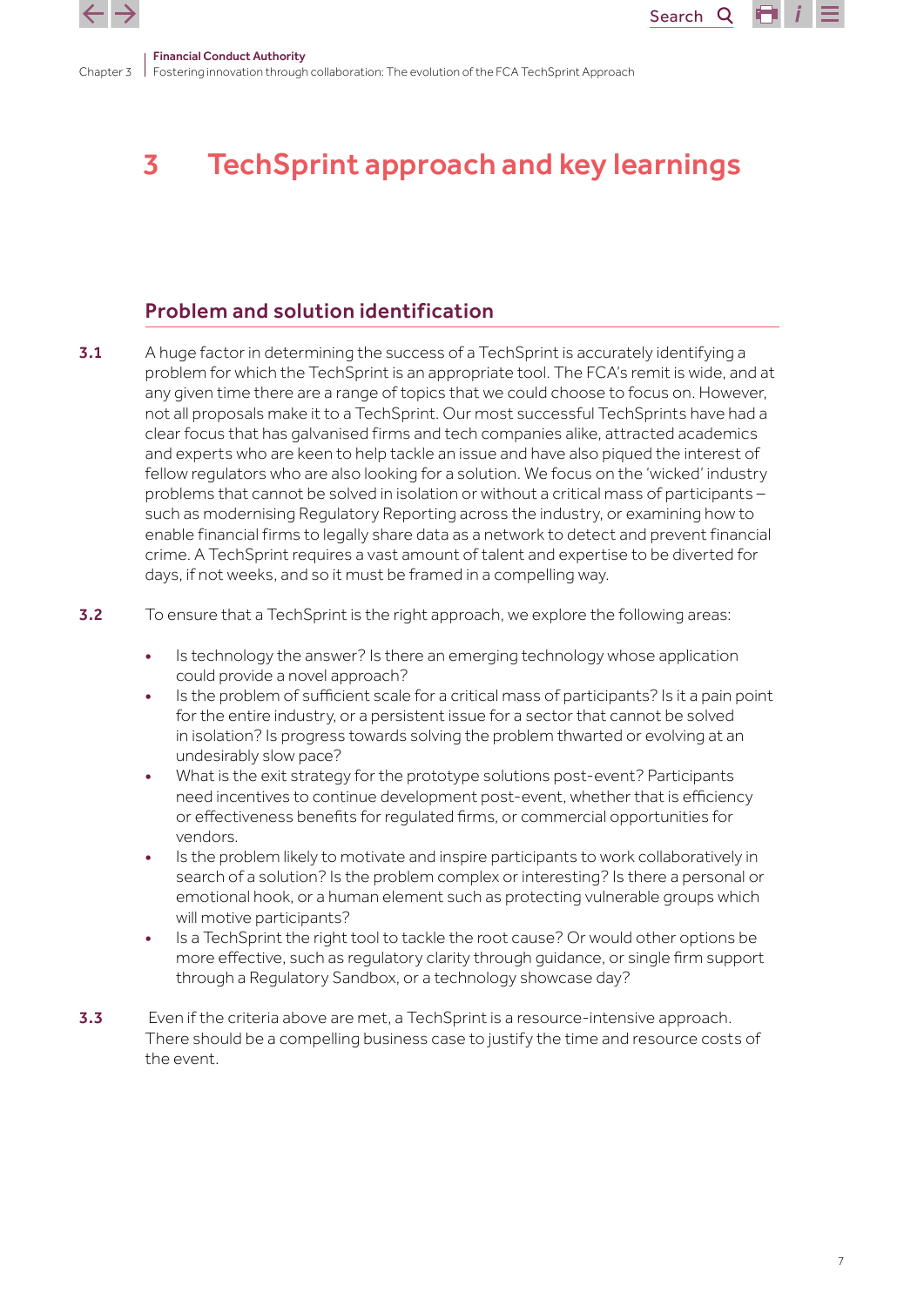# 3 TechSprint approach and key learnings

## Problem and solution identification

**3.1** A huge factor in determining the success of a TechSprint is accurately identifying a problem for which the TechSprint is an appropriate tool. The FCA's remit is wide, and at any given time there are a range of topics that we could choose to focus on. However, not all proposals make it to a TechSprint. Our most successful TechSprints have had a clear focus that has galvanised firms and tech companies alike, attracted academics and experts who are keen to help tackle an issue and have also piqued the interest of fellow regulators who are also looking for a solution. We focus on the 'wicked' industry problems that cannot be solved in isolation or without a critical mass of participants – such as modernising Regulatory Reporting across the industry, or examining how to enable financial firms to legally share data as a network to detect and prevent financial crime. A TechSprint requires a vast amount of talent and expertise to be diverted for days, if not weeks, and so it must be framed in a compelling way.

**3.2** To ensure that a TechSprint is the right approach, we explore the following areas:

- Is technology the answer? Is there an emerging technology whose application could provide a novel approach?
- Is the problem of sufficient scale for a critical mass of participants? Is it a pain point for the entire industry, or a persistent issue for a sector that cannot be solved in isolation? Is progress towards solving the problem thwarted or evolving at an undesirably slow pace?
- What is the exit strategy for the prototype solutions post-event? Participants need incentives to continue development post-event, whether that is efficiency or effectiveness benefits for regulated firms, or commercial opportunities for vendors.
- Is the problem likely to motivate and inspire participants to work collaboratively in search of a solution? Is the problem complex or interesting? Is there a personal or emotional hook, or a human element such as protecting vulnerable groups which will motive participants?
- Is a TechSprint the right tool to tackle the root cause? Or would other options be more effective, such as regulatory clarity through guidance, or single firm support through a Regulatory Sandbox, or a technology showcase day?

**3.3** Even if the criteria above are met, a TechSprint is a resource-intensive approach. There should be a compelling business case to justify the time and resource costs of the event.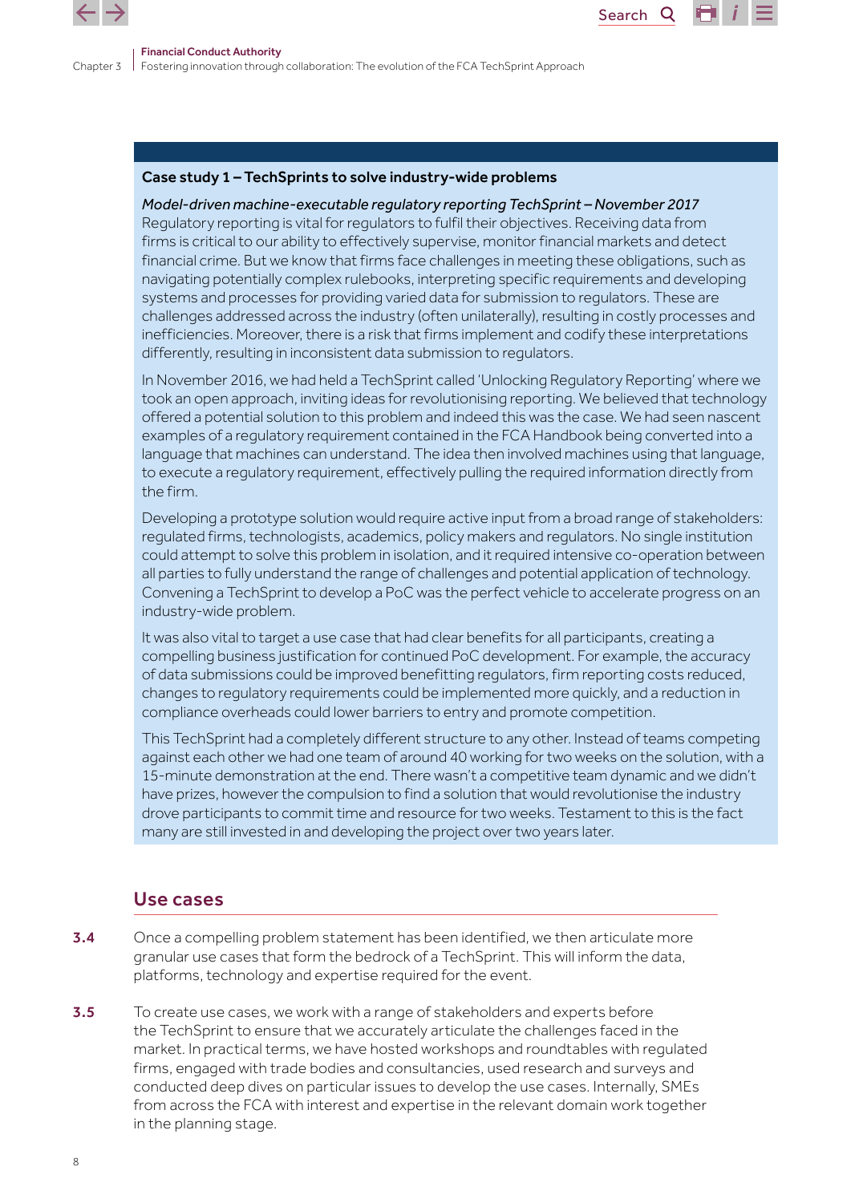**Case study 1 – TechSprints to solve industry-wide problems**

*Model-driven machine-executable regulatory reporting TechSprint – November 2017*
Regulatory reporting is vital for regulators to fulfil their objectives. Receiving data from firms is critical to our ability to effectively supervise, monitor financial markets and detect financial crime. But we know that firms face challenges in meeting these obligations, such as navigating potentially complex rulebooks, interpreting specific requirements and developing systems and processes for providing varied data for submission to regulators. These are challenges addressed across the industry (often unilaterally), resulting in costly processes and inefficiencies. Moreover, there is a risk that firms implement and codify these interpretations differently, resulting in inconsistent data submission to regulators.

In November 2016, we had held a TechSprint called 'Unlocking Regulatory Reporting' where we took an open approach, inviting ideas for revolutionising reporting. We believed that technology offered a potential solution to this problem and indeed this was the case. We had seen nascent examples of a regulatory requirement contained in the FCA Handbook being converted into a language that machines can understand. The idea then involved machines using that language, to execute a regulatory requirement, effectively pulling the required information directly from the firm.

Developing a prototype solution would require active input from a broad range of stakeholders: regulated firms, technologists, academics, policy makers and regulators. No single institution could attempt to solve this problem in isolation, and it required intensive co-operation between all parties to fully understand the range of challenges and potential application of technology. Convening a TechSprint to develop a PoC was the perfect vehicle to accelerate progress on an industry-wide problem.

It was also vital to target a use case that had clear benefits for all participants, creating a compelling business justification for continued PoC development. For example, the accuracy of data submissions could be improved benefitting regulators, firm reporting costs reduced, changes to regulatory requirements could be implemented more quickly, and a reduction in compliance overheads could lower barriers to entry and promote competition.

This TechSprint had a completely different structure to any other. Instead of teams competing against each other we had one team of around 40 working for two weeks on the solution, with a 15-minute demonstration at the end. There wasn't a competitive team dynamic and we didn't have prizes, however the compulsion to find a solution that would revolutionise the industry drove participants to commit time and resource for two weeks. Testament to this is the fact many are still invested in and developing the project over two years later.

## Use cases

**3.4** Once a compelling problem statement has been identified, we then articulate more granular use cases that form the bedrock of a TechSprint. This will inform the data, platforms, technology and expertise required for the event.

**3.5** To create use cases, we work with a range of stakeholders and experts before the TechSprint to ensure that we accurately articulate the challenges faced in the market. In practical terms, we have hosted workshops and roundtables with regulated firms, engaged with trade bodies and consultancies, used research and surveys and conducted deep dives on particular issues to develop the use cases. Internally, SMEs from across the FCA with interest and expertise in the relevant domain work together in the planning stage.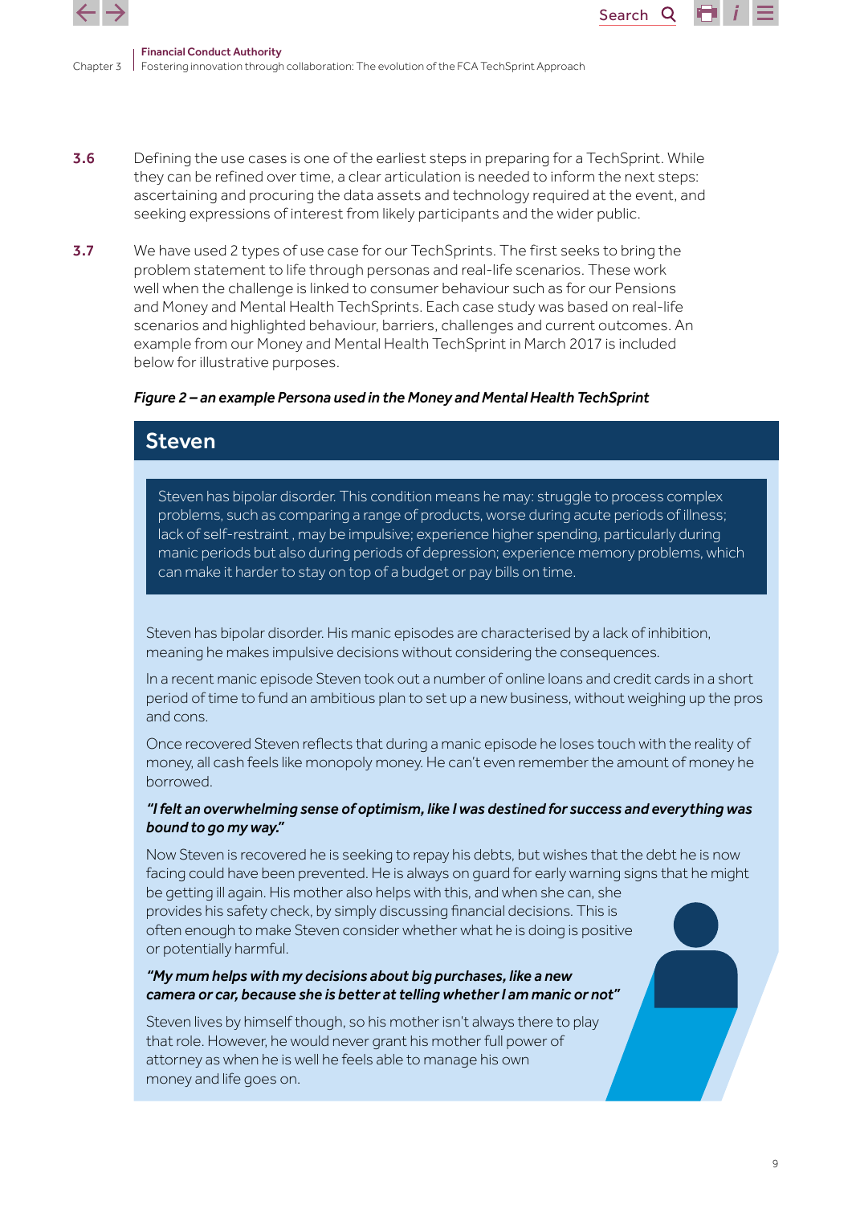**3.6** Defining the use cases is one of the earliest steps in preparing for a TechSprint. While they can be refined over time, a clear articulation is needed to inform the next steps: ascertaining and procuring the data assets and technology required at the event, and seeking expressions of interest from likely participants and the wider public.

**3.7** We have used 2 types of use case for our TechSprints. The first seeks to bring the problem statement to life through personas and real-life scenarios. These work well when the challenge is linked to consumer behaviour such as for our Pensions and Money and Mental Health TechSprints. Each case study was based on real-life scenarios and highlighted behaviour, barriers, challenges and current outcomes. An example from our Money and Mental Health TechSprint in March 2017 is included below for illustrative purposes.

***Figure 2 – an example Persona used in the Money and Mental Health TechSprint***

## Steven

Steven has bipolar disorder. This condition means he may: struggle to process complex problems, such as comparing a range of products, worse during acute periods of illness; lack of self-restraint , may be impulsive; experience higher spending, particularly during manic periods but also during periods of depression; experience memory problems, which can make it harder to stay on top of a budget or pay bills on time.

Steven has bipolar disorder. His manic episodes are characterised by a lack of inhibition, meaning he makes impulsive decisions without considering the consequences.

In a recent manic episode Steven took out a number of online loans and credit cards in a short period of time to fund an ambitious plan to set up a new business, without weighing up the pros and cons.

Once recovered Steven reflects that during a manic episode he loses touch with the reality of money, all cash feels like monopoly money. He can't even remember the amount of money he borrowed.

***"I felt an overwhelming sense of optimism, like I was destined for success and everything was bound to go my way."***

Now Steven is recovered he is seeking to repay his debts, but wishes that the debt he is now facing could have been prevented. He is always on guard for early warning signs that he might be getting ill again. His mother also helps with this, and when she can, she provides his safety check, by simply discussing financial decisions. This is often enough to make Steven consider whether what he is doing is positive or potentially harmful.

***"My mum helps with my decisions about big purchases, like a new camera or car, because she is better at telling whether I am manic or not"***

Steven lives by himself though, so his mother isn't always there to play that role. However, he would never grant his mother full power of attorney as when he is well he feels able to manage his own money and life goes on.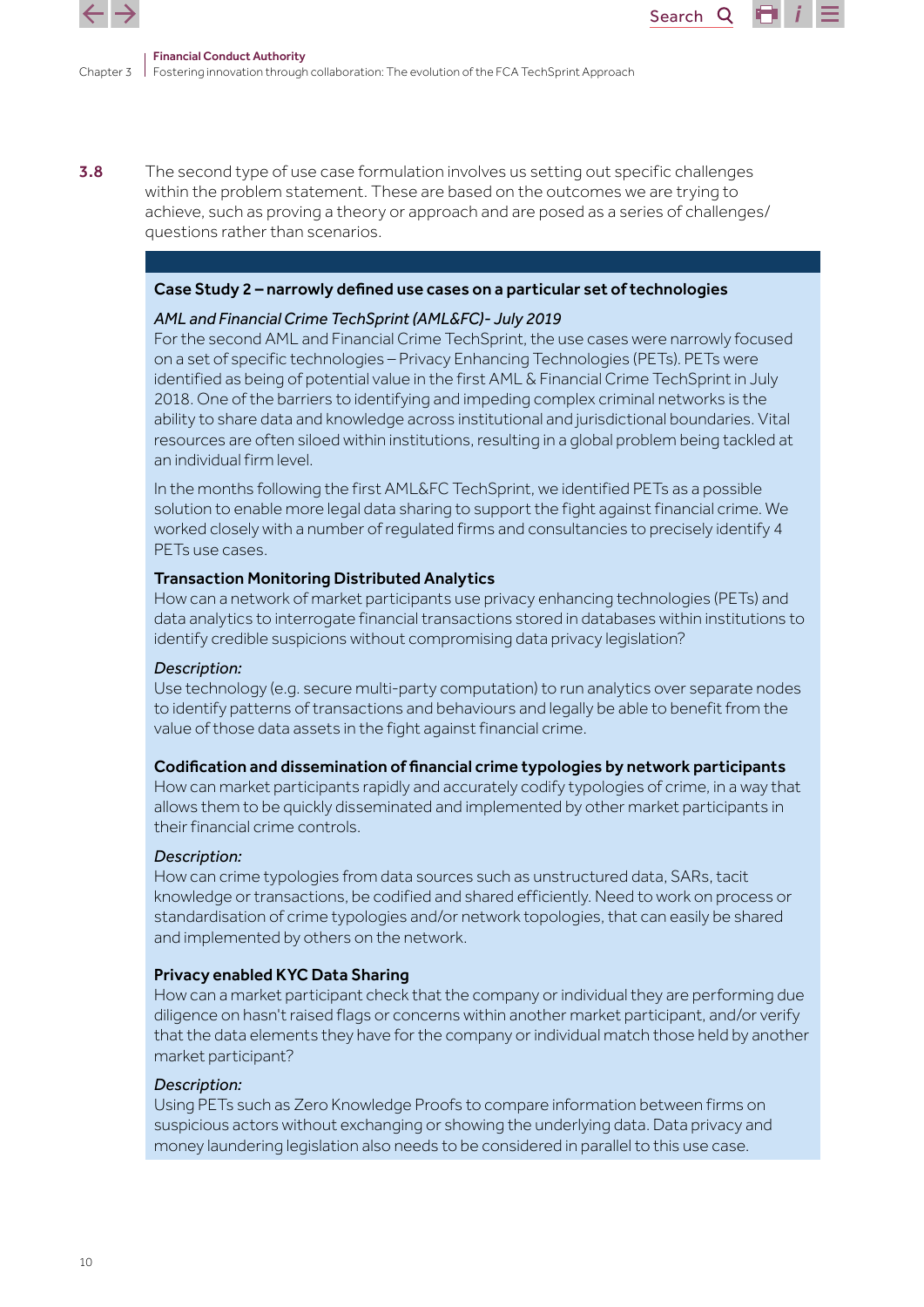3.8 The second type of use case formulation involves us setting out specific challenges within the problem statement. These are based on the outcomes we are trying to achieve, such as proving a theory or approach and are posed as a series of challenges/questions rather than scenarios.

### Case Study 2 – narrowly defined use cases on a particular set of technologies

*AML and Financial Crime TechSprint (AML&FC)- July 2019*

For the second AML and Financial Crime TechSprint, the use cases were narrowly focused on a set of specific technologies – Privacy Enhancing Technologies (PETs). PETs were identified as being of potential value in the first AML & Financial Crime TechSprint in July 2018. One of the barriers to identifying and impeding complex criminal networks is the ability to share data and knowledge across institutional and jurisdictional boundaries. Vital resources are often siloed within institutions, resulting in a global problem being tackled at an individual firm level.

In the months following the first AML&FC TechSprint, we identified PETs as a possible solution to enable more legal data sharing to support the fight against financial crime. We worked closely with a number of regulated firms and consultancies to precisely identify 4 PETs use cases.

**Transaction Monitoring Distributed Analytics**

How can a network of market participants use privacy enhancing technologies (PETs) and data analytics to interrogate financial transactions stored in databases within institutions to identify credible suspicions without compromising data privacy legislation?

*Description:*

Use technology (e.g. secure multi-party computation) to run analytics over separate nodes to identify patterns of transactions and behaviours and legally be able to benefit from the value of those data assets in the fight against financial crime.

**Codification and dissemination of financial crime typologies by network participants**

How can market participants rapidly and accurately codify typologies of crime, in a way that allows them to be quickly disseminated and implemented by other market participants in their financial crime controls.

*Description:*

How can crime typologies from data sources such as unstructured data, SARs, tacit knowledge or transactions, be codified and shared efficiently. Need to work on process or standardisation of crime typologies and/or network topologies, that can easily be shared and implemented by others on the network.

**Privacy enabled KYC Data Sharing**

How can a market participant check that the company or individual they are performing due diligence on hasn't raised flags or concerns within another market participant, and/or verify that the data elements they have for the company or individual match those held by another market participant?

*Description:*

Using PETs such as Zero Knowledge Proofs to compare information between firms on suspicious actors without exchanging or showing the underlying data. Data privacy and money laundering legislation also needs to be considered in parallel to this use case.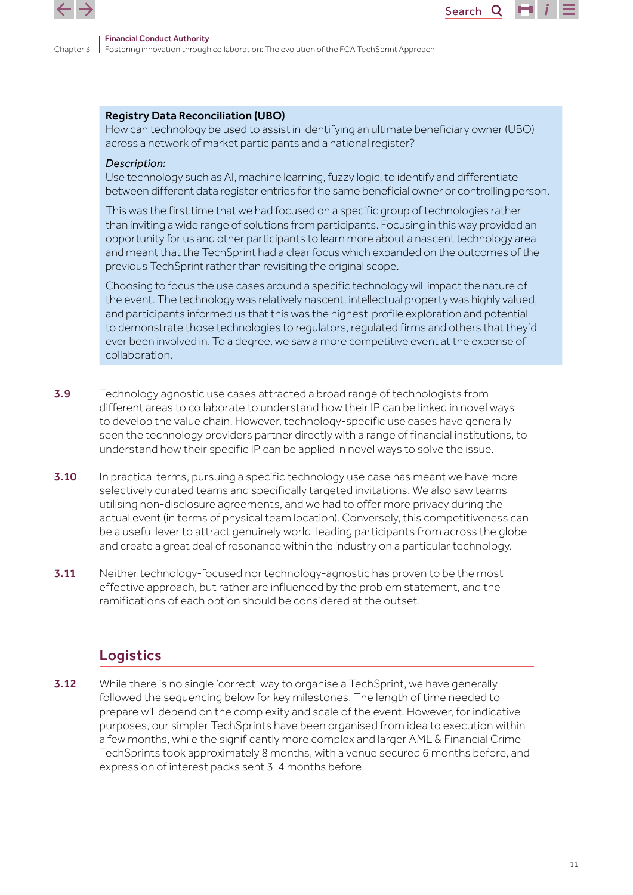**Registry Data Reconciliation (UBO)**
How can technology be used to assist in identifying an ultimate beneficiary owner (UBO) across a network of market participants and a national register?

*Description:*
Use technology such as AI, machine learning, fuzzy logic, to identify and differentiate between different data register entries for the same beneficial owner or controlling person.

This was the first time that we had focused on a specific group of technologies rather than inviting a wide range of solutions from participants. Focusing in this way provided an opportunity for us and other participants to learn more about a nascent technology area and meant that the TechSprint had a clear focus which expanded on the outcomes of the previous TechSprint rather than revisiting the original scope.

Choosing to focus the use cases around a specific technology will impact the nature of the event. The technology was relatively nascent, intellectual property was highly valued, and participants informed us that this was the highest-profile exploration and potential to demonstrate those technologies to regulators, regulated firms and others that they'd ever been involved in. To a degree, we saw a more competitive event at the expense of collaboration.

**3.9** Technology agnostic use cases attracted a broad range of technologists from different areas to collaborate to understand how their IP can be linked in novel ways to develop the value chain. However, technology-specific use cases have generally seen the technology providers partner directly with a range of financial institutions, to understand how their specific IP can be applied in novel ways to solve the issue.

**3.10** In practical terms, pursuing a specific technology use case has meant we have more selectively curated teams and specifically targeted invitations. We also saw teams utilising non-disclosure agreements, and we had to offer more privacy during the actual event (in terms of physical team location). Conversely, this competitiveness can be a useful lever to attract genuinely world-leading participants from across the globe and create a great deal of resonance within the industry on a particular technology.

**3.11** Neither technology-focused nor technology-agnostic has proven to be the most effective approach, but rather are influenced by the problem statement, and the ramifications of each option should be considered at the outset.

## Logistics

**3.12** While there is no single 'correct' way to organise a TechSprint, we have generally followed the sequencing below for key milestones. The length of time needed to prepare will depend on the complexity and scale of the event. However, for indicative purposes, our simpler TechSprints have been organised from idea to execution within a few months, while the significantly more complex and larger AML & Financial Crime TechSprints took approximately 8 months, with a venue secured 6 months before, and expression of interest packs sent 3-4 months before.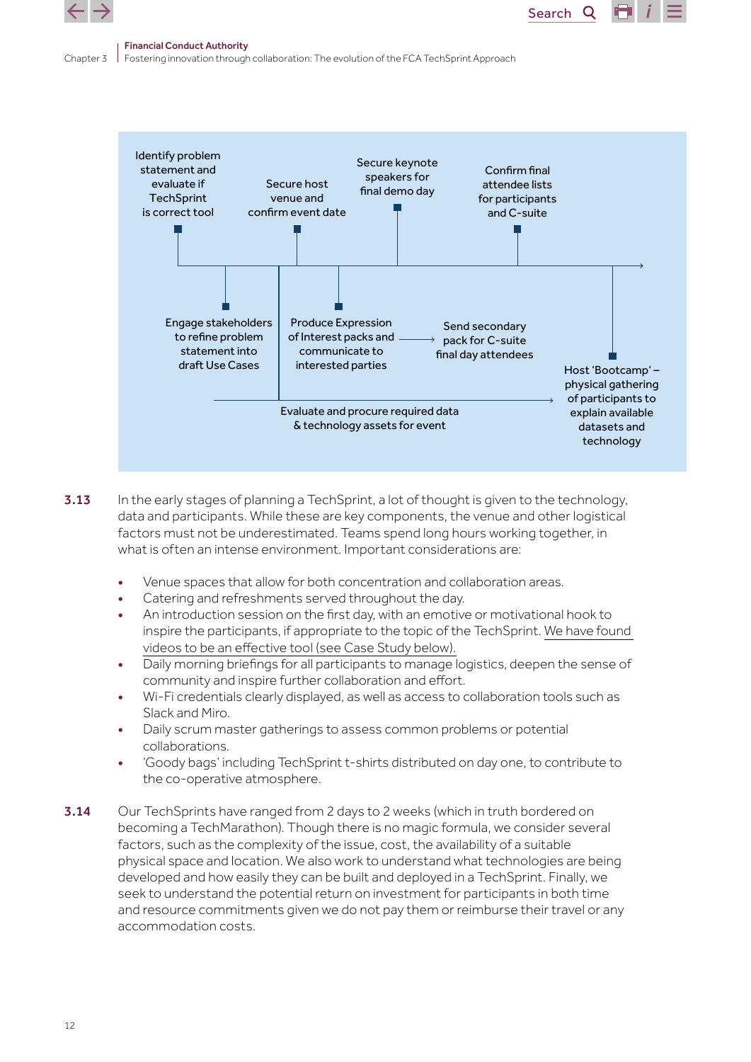Identify problem statement and evaluate if TechSprint is correct tool

Secure host venue and confirm event date

Secure keynote speakers for final demo day

Confirm final attendee lists for participants and C-suite

Engage stakeholders to refine problem statement into draft Use Cases

Produce Expression of Interest packs and communicate to interested parties

Send secondary pack for C-suite final day attendees

Host 'Bootcamp' – physical gathering of participants to explain available datasets and technology

Evaluate and procure required data & technology assets for event

**3.13** In the early stages of planning a TechSprint, a lot of thought is given to the technology, data and participants. While these are key components, the venue and other logistical factors must not be underestimated. Teams spend long hours working together, in what is often an intense environment. Important considerations are:

- Venue spaces that allow for both concentration and collaboration areas.
- Catering and refreshments served throughout the day.
- An introduction session on the first day, with an emotive or motivational hook to inspire the participants, if appropriate to the topic of the TechSprint. We have found videos to be an effective tool (see Case Study below).
- Daily morning briefings for all participants to manage logistics, deepen the sense of community and inspire further collaboration and effort.
- Wi-Fi credentials clearly displayed, as well as access to collaboration tools such as Slack and Miro.
- Daily scrum master gatherings to assess common problems or potential collaborations.
- 'Goody bags' including TechSprint t-shirts distributed on day one, to contribute to the co-operative atmosphere.

**3.14** Our TechSprints have ranged from 2 days to 2 weeks (which in truth bordered on becoming a TechMarathon). Though there is no magic formula, we consider several factors, such as the complexity of the issue, cost, the availability of a suitable physical space and location. We also work to understand what technologies are being developed and how easily they can be built and deployed in a TechSprint. Finally, we seek to understand the potential return on investment for participants in both time and resource commitments given we do not pay them or reimburse their travel or any accommodation costs.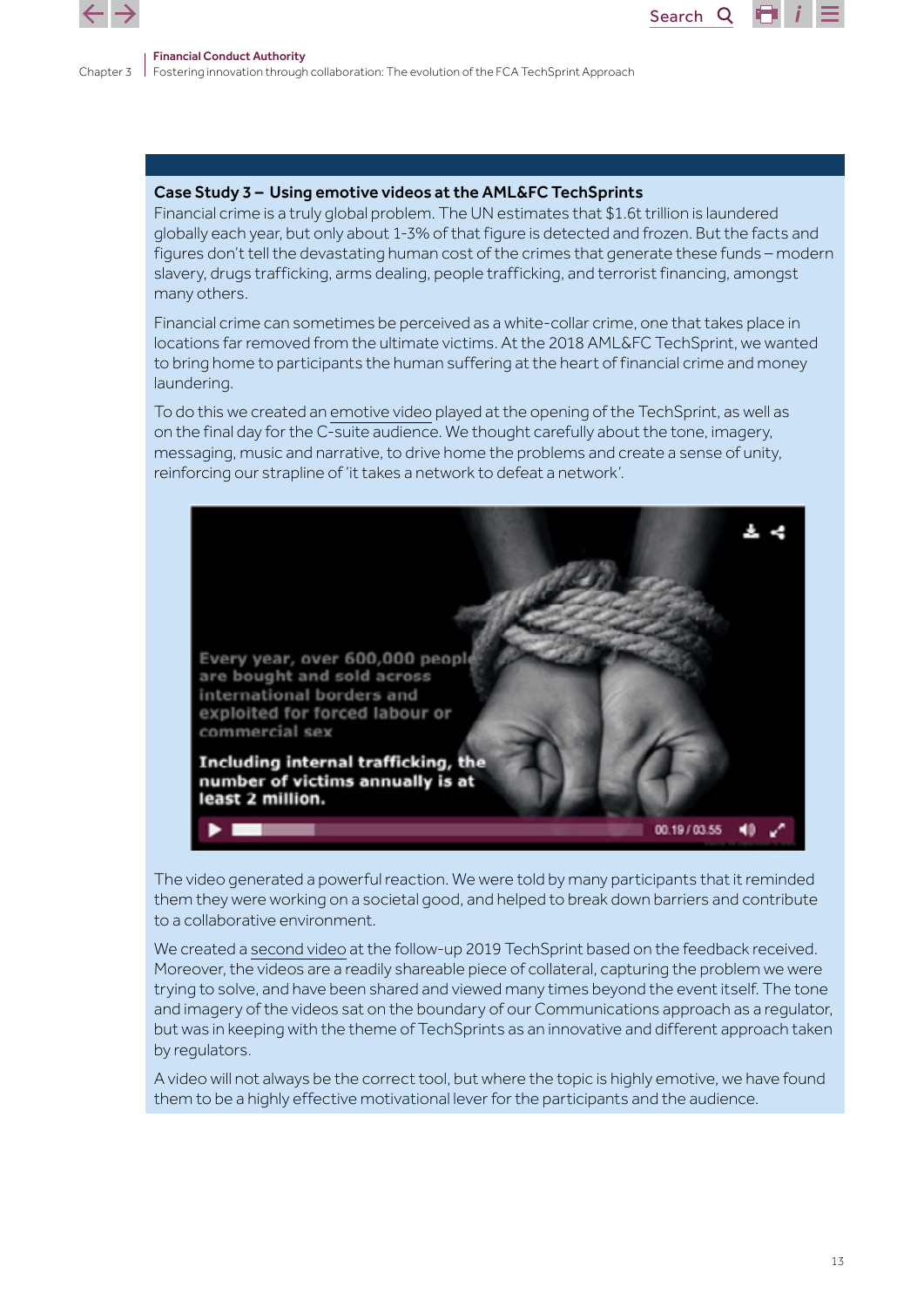### Case Study 3 – Using emotive videos at the AML&FC TechSprints

Financial crime is a truly global problem. The UN estimates that $1.6t trillion is laundered globally each year, but only about 1-3% of that figure is detected and frozen. But the facts and figures don't tell the devastating human cost of the crimes that generate these funds – modern slavery, drugs trafficking, arms dealing, people trafficking, and terrorist financing, amongst many others.

Financial crime can sometimes be perceived as a white-collar crime, one that takes place in locations far removed from the ultimate victims. At the 2018 AML&FC TechSprint, we wanted to bring home to participants the human suffering at the heart of financial crime and money laundering.

To do this we created an emotive video played at the opening of the TechSprint, as well as on the final day for the C-suite audience. We thought carefully about the tone, imagery, messaging, music and narrative, to drive home the problems and create a sense of unity, reinforcing our strapline of 'it takes a network to defeat a network'.

The video generated a powerful reaction. We were told by many participants that it reminded them they were working on a societal good, and helped to break down barriers and contribute to a collaborative environment.

We created a second video at the follow-up 2019 TechSprint based on the feedback received. Moreover, the videos are a readily shareable piece of collateral, capturing the problem we were trying to solve, and have been shared and viewed many times beyond the event itself. The tone and imagery of the videos sat on the boundary of our Communications approach as a regulator, but was in keeping with the theme of TechSprints as an innovative and different approach taken by regulators.

A video will not always be the correct tool, but where the topic is highly emotive, we have found them to be a highly effective motivational lever for the participants and the audience.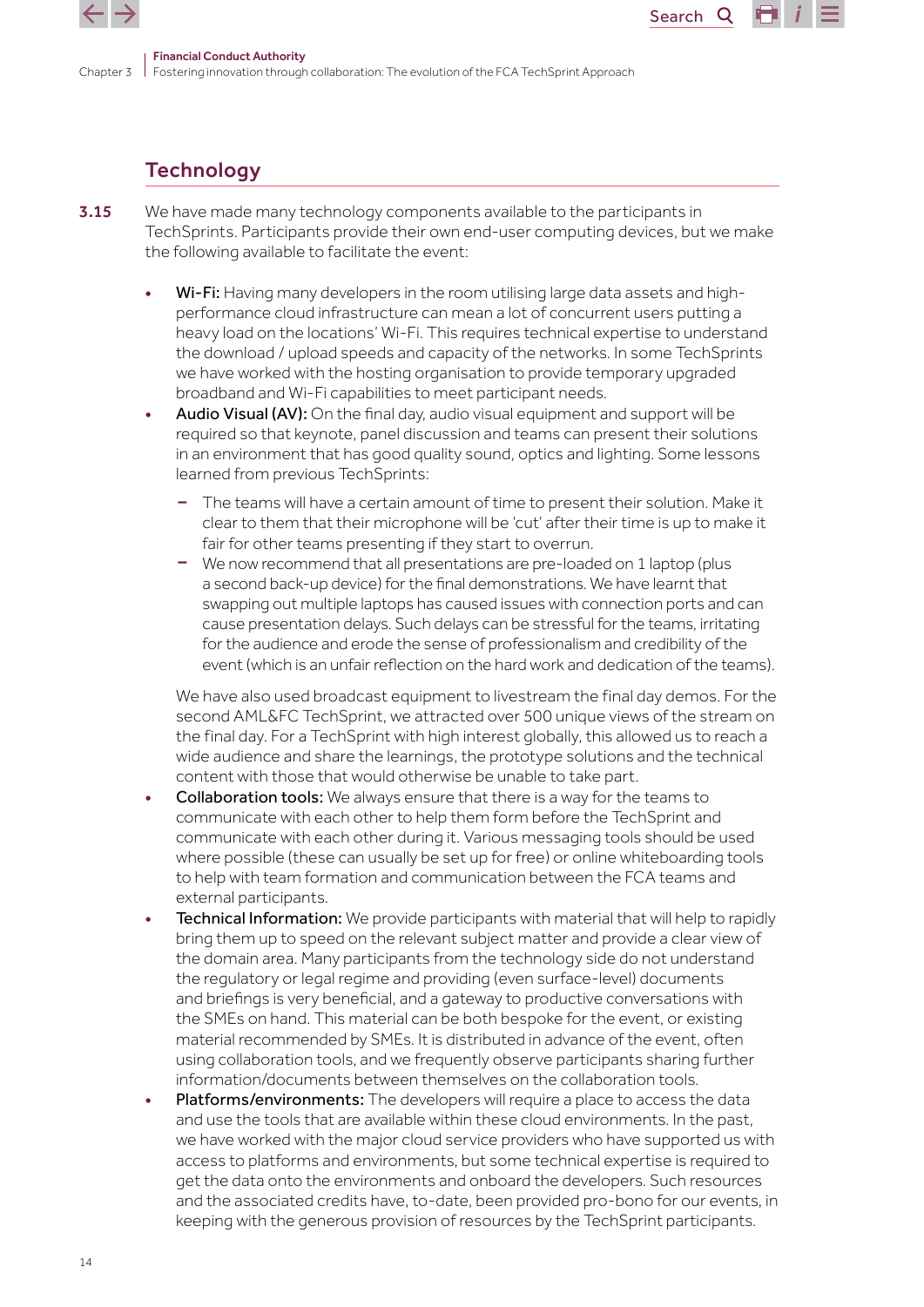## Technology

**3.15** We have made many technology components available to the participants in TechSprints. Participants provide their own end-user computing devices, but we make the following available to facilitate the event:

- **Wi-Fi:** Having many developers in the room utilising large data assets and high-performance cloud infrastructure can mean a lot of concurrent users putting a heavy load on the locations' Wi-Fi. This requires technical expertise to understand the download / upload speeds and capacity of the networks. In some TechSprints we have worked with the hosting organisation to provide temporary upgraded broadband and Wi-Fi capabilities to meet participant needs.
- **Audio Visual (AV):** On the final day, audio visual equipment and support will be required so that keynote, panel discussion and teams can present their solutions in an environment that has good quality sound, optics and lighting. Some lessons learned from previous TechSprints:
  - The teams will have a certain amount of time to present their solution. Make it clear to them that their microphone will be 'cut' after their time is up to make it fair for other teams presenting if they start to overrun.
  - We now recommend that all presentations are pre-loaded on 1 laptop (plus a second back-up device) for the final demonstrations. We have learnt that swapping out multiple laptops has caused issues with connection ports and can cause presentation delays. Such delays can be stressful for the teams, irritating for the audience and erode the sense of professionalism and credibility of the event (which is an unfair reflection on the hard work and dedication of the teams).

  We have also used broadcast equipment to livestream the final day demos. For the second AML&FC TechSprint, we attracted over 500 unique views of the stream on the final day. For a TechSprint with high interest globally, this allowed us to reach a wide audience and share the learnings, the prototype solutions and the technical content with those that would otherwise be unable to take part.
- **Collaboration tools:** We always ensure that there is a way for the teams to communicate with each other to help them form before the TechSprint and communicate with each other during it. Various messaging tools should be used where possible (these can usually be set up for free) or online whiteboarding tools to help with team formation and communication between the FCA teams and external participants.
- **Technical Information:** We provide participants with material that will help to rapidly bring them up to speed on the relevant subject matter and provide a clear view of the domain area. Many participants from the technology side do not understand the regulatory or legal regime and providing (even surface-level) documents and briefings is very beneficial, and a gateway to productive conversations with the SMEs on hand. This material can be both bespoke for the event, or existing material recommended by SMEs. It is distributed in advance of the event, often using collaboration tools, and we frequently observe participants sharing further information/documents between themselves on the collaboration tools.
- **Platforms/environments:** The developers will require a place to access the data and use the tools that are available within these cloud environments. In the past, we have worked with the major cloud service providers who have supported us with access to platforms and environments, but some technical expertise is required to get the data onto the environments and onboard the developers. Such resources and the associated credits have, to-date, been provided pro-bono for our events, in keeping with the generous provision of resources by the TechSprint participants.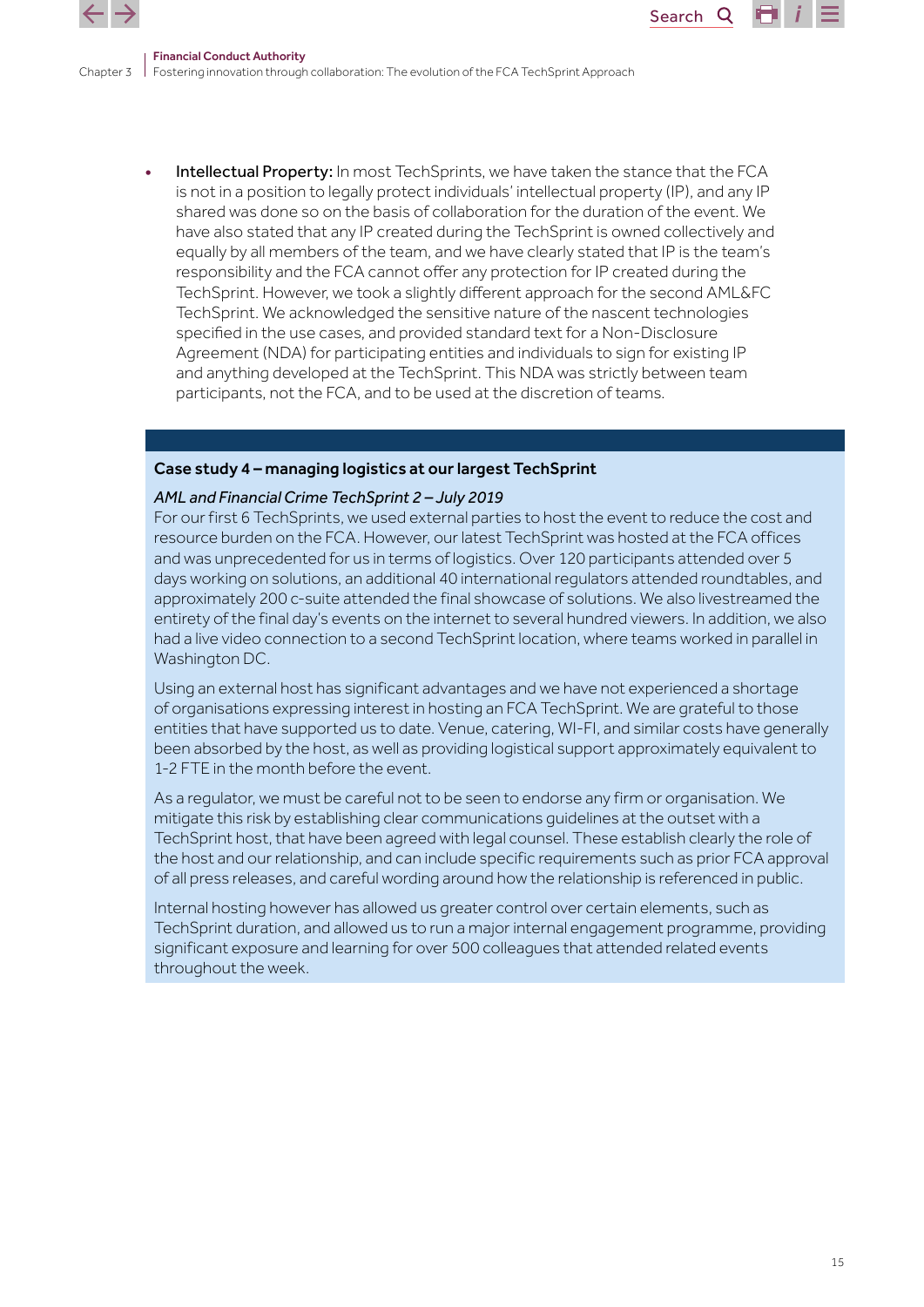- **Intellectual Property:** In most TechSprints, we have taken the stance that the FCA is not in a position to legally protect individuals' intellectual property (IP), and any IP shared was done so on the basis of collaboration for the duration of the event. We have also stated that any IP created during the TechSprint is owned collectively and equally by all members of the team, and we have clearly stated that IP is the team's responsibility and the FCA cannot offer any protection for IP created during the TechSprint. However, we took a slightly different approach for the second AML&FC TechSprint. We acknowledged the sensitive nature of the nascent technologies specified in the use cases, and provided standard text for a Non-Disclosure Agreement (NDA) for participating entities and individuals to sign for existing IP and anything developed at the TechSprint. This NDA was strictly between team participants, not the FCA, and to be used at the discretion of teams.

### Case study 4 – managing logistics at our largest TechSprint

*AML and Financial Crime TechSprint 2 – July 2019*

For our first 6 TechSprints, we used external parties to host the event to reduce the cost and resource burden on the FCA. However, our latest TechSprint was hosted at the FCA offices and was unprecedented for us in terms of logistics. Over 120 participants attended over 5 days working on solutions, an additional 40 international regulators attended roundtables, and approximately 200 c-suite attended the final showcase of solutions. We also livestreamed the entirety of the final day's events on the internet to several hundred viewers. In addition, we also had a live video connection to a second TechSprint location, where teams worked in parallel in Washington DC.

Using an external host has significant advantages and we have not experienced a shortage of organisations expressing interest in hosting an FCA TechSprint. We are grateful to those entities that have supported us to date. Venue, catering, WI-FI, and similar costs have generally been absorbed by the host, as well as providing logistical support approximately equivalent to 1-2 FTE in the month before the event.

As a regulator, we must be careful not to be seen to endorse any firm or organisation. We mitigate this risk by establishing clear communications guidelines at the outset with a TechSprint host, that have been agreed with legal counsel. These establish clearly the role of the host and our relationship, and can include specific requirements such as prior FCA approval of all press releases, and careful wording around how the relationship is referenced in public.

Internal hosting however has allowed us greater control over certain elements, such as TechSprint duration, and allowed us to run a major internal engagement programme, providing significant exposure and learning for over 500 colleagues that attended related events throughout the week.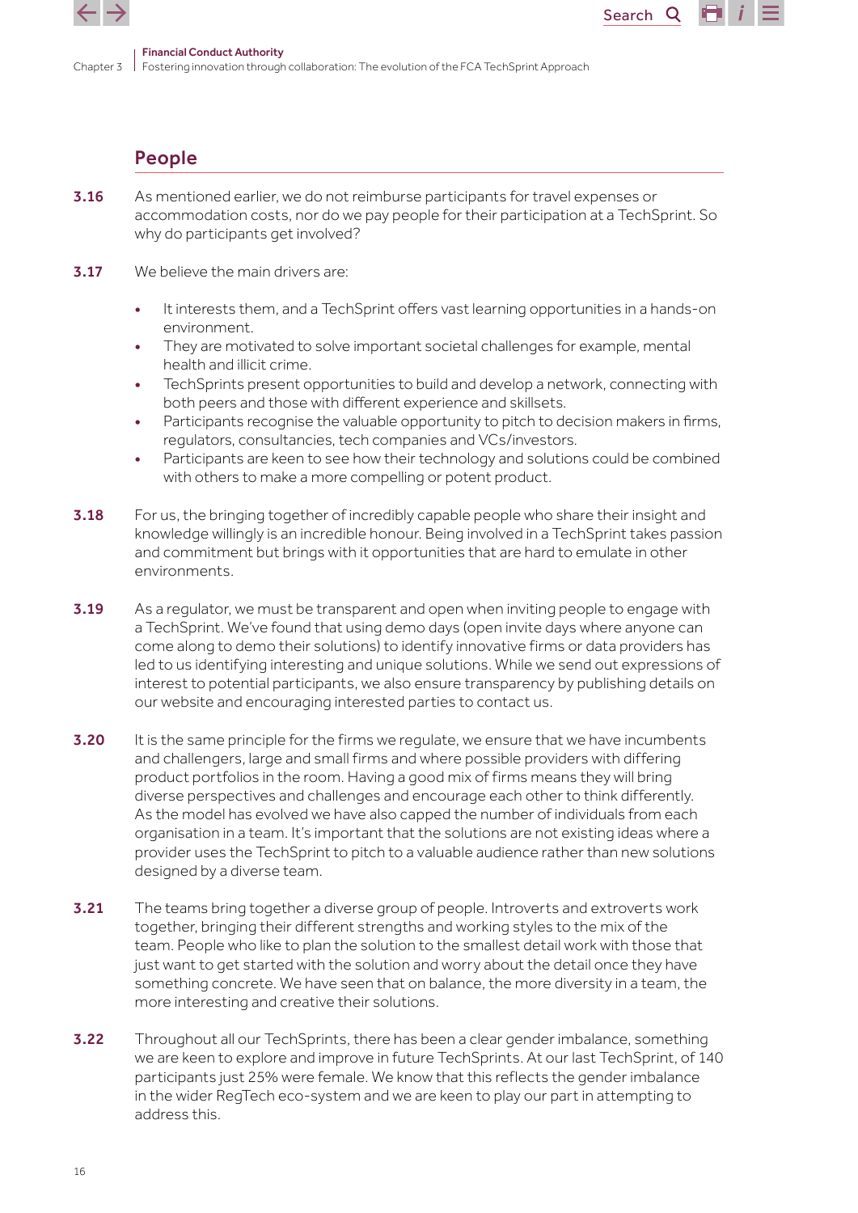## People

**3.16** As mentioned earlier, we do not reimburse participants for travel expenses or accommodation costs, nor do we pay people for their participation at a TechSprint. So why do participants get involved?

**3.17** We believe the main drivers are:

- It interests them, and a TechSprint offers vast learning opportunities in a hands-on environment.
- They are motivated to solve important societal challenges for example, mental health and illicit crime.
- TechSprints present opportunities to build and develop a network, connecting with both peers and those with different experience and skillsets.
- Participants recognise the valuable opportunity to pitch to decision makers in firms, regulators, consultancies, tech companies and VCs/investors.
- Participants are keen to see how their technology and solutions could be combined with others to make a more compelling or potent product.

**3.18** For us, the bringing together of incredibly capable people who share their insight and knowledge willingly is an incredible honour. Being involved in a TechSprint takes passion and commitment but brings with it opportunities that are hard to emulate in other environments.

**3.19** As a regulator, we must be transparent and open when inviting people to engage with a TechSprint. We've found that using demo days (open invite days where anyone can come along to demo their solutions) to identify innovative firms or data providers has led to us identifying interesting and unique solutions. While we send out expressions of interest to potential participants, we also ensure transparency by publishing details on our website and encouraging interested parties to contact us.

**3.20** It is the same principle for the firms we regulate, we ensure that we have incumbents and challengers, large and small firms and where possible providers with differing product portfolios in the room. Having a good mix of firms means they will bring diverse perspectives and challenges and encourage each other to think differently. As the model has evolved we have also capped the number of individuals from each organisation in a team. It's important that the solutions are not existing ideas where a provider uses the TechSprint to pitch to a valuable audience rather than new solutions designed by a diverse team.

**3.21** The teams bring together a diverse group of people. Introverts and extroverts work together, bringing their different strengths and working styles to the mix of the team. People who like to plan the solution to the smallest detail work with those that just want to get started with the solution and worry about the detail once they have something concrete. We have seen that on balance, the more diversity in a team, the more interesting and creative their solutions.

**3.22** Throughout all our TechSprints, there has been a clear gender imbalance, something we are keen to explore and improve in future TechSprints. At our last TechSprint, of 140 participants just 25% were female. We know that this reflects the gender imbalance in the wider RegTech eco-system and we are keen to play our part in attempting to address this.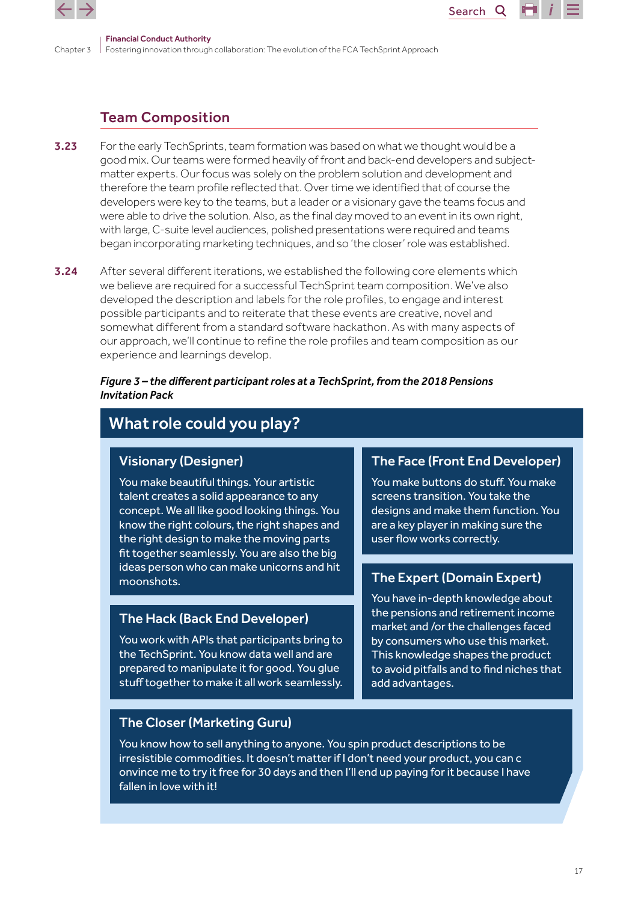## Team Composition

**3.23** For the early TechSprints, team formation was based on what we thought would be a good mix. Our teams were formed heavily of front and back-end developers and subject-matter experts. Our focus was solely on the problem solution and development and therefore the team profile reflected that. Over time we identified that of course the developers were key to the teams, but a leader or a visionary gave the teams focus and were able to drive the solution. Also, as the final day moved to an event in its own right, with large, C-suite level audiences, polished presentations were required and teams began incorporating marketing techniques, and so 'the closer' role was established.

**3.24** After several different iterations, we established the following core elements which we believe are required for a successful TechSprint team composition. We've also developed the description and labels for the role profiles, to engage and interest possible participants and to reiterate that these events are creative, novel and somewhat different from a standard software hackathon. As with many aspects of our approach, we'll continue to refine the role profiles and team composition as our experience and learnings develop.

***Figure 3 – the different participant roles at a TechSprint, from the 2018 Pensions Invitation Pack***

### What role could you play?

#### Visionary (Designer)

You make beautiful things. Your artistic talent creates a solid appearance to any concept. We all like good looking things. You know the right colours, the right shapes and the right design to make the moving parts fit together seamlessly. You are also the big ideas person who can make unicorns and hit moonshots.

#### The Face (Front End Developer)

You make buttons do stuff. You make screens transition. You take the designs and make them function. You are a key player in making sure the user flow works correctly.

#### The Hack (Back End Developer)

You work with APIs that participants bring to the TechSprint. You know data well and are prepared to manipulate it for good. You glue stuff together to make it all work seamlessly.

#### The Expert (Domain Expert)

You have in-depth knowledge about the pensions and retirement income market and /or the challenges faced by consumers who use this market. This knowledge shapes the product to avoid pitfalls and to find niches that add advantages.

#### The Closer (Marketing Guru)

You know how to sell anything to anyone. You spin product descriptions to be irresistible commodities. It doesn't matter if I don't need your product, you can c onvince me to try it free for 30 days and then I'll end up paying for it because I have fallen in love with it!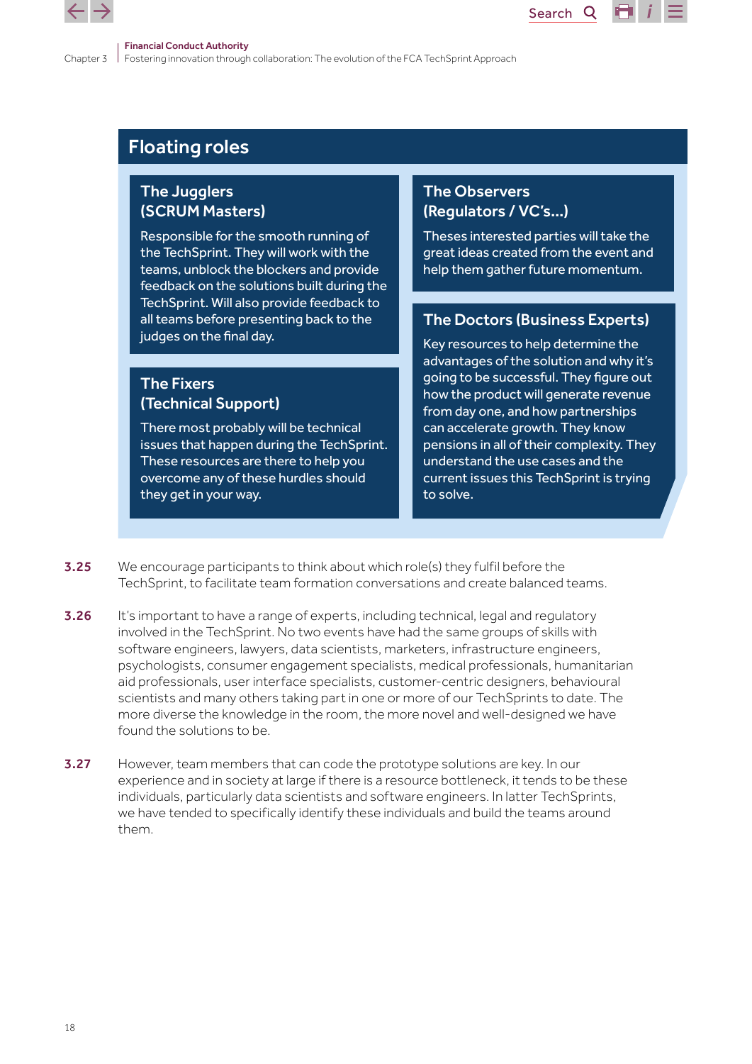## Floating roles

### The Jugglers (SCRUM Masters)

Responsible for the smooth running of the TechSprint. They will work with the teams, unblock the blockers and provide feedback on the solutions built during the TechSprint. Will also provide feedback to all teams before presenting back to the judges on the final day.

### The Fixers (Technical Support)

There most probably will be technical issues that happen during the TechSprint. These resources are there to help you overcome any of these hurdles should they get in your way.

### The Observers (Regulators / VC's...)

Theses interested parties will take the great ideas created from the event and help them gather future momentum.

### The Doctors (Business Experts)

Key resources to help determine the advantages of the solution and why it's going to be successful. They figure out how the product will generate revenue from day one, and how partnerships can accelerate growth. They know pensions in all of their complexity. They understand the use cases and the current issues this TechSprint is trying to solve.

**3.25** We encourage participants to think about which role(s) they fulfil before the TechSprint, to facilitate team formation conversations and create balanced teams.

**3.26** It's important to have a range of experts, including technical, legal and regulatory involved in the TechSprint. No two events have had the same groups of skills with software engineers, lawyers, data scientists, marketers, infrastructure engineers, psychologists, consumer engagement specialists, medical professionals, humanitarian aid professionals, user interface specialists, customer-centric designers, behavioural scientists and many others taking part in one or more of our TechSprints to date. The more diverse the knowledge in the room, the more novel and well-designed we have found the solutions to be.

**3.27** However, team members that can code the prototype solutions are key. In our experience and in society at large if there is a resource bottleneck, it tends to be these individuals, particularly data scientists and software engineers. In latter TechSprints, we have tended to specifically identify these individuals and build the teams around them.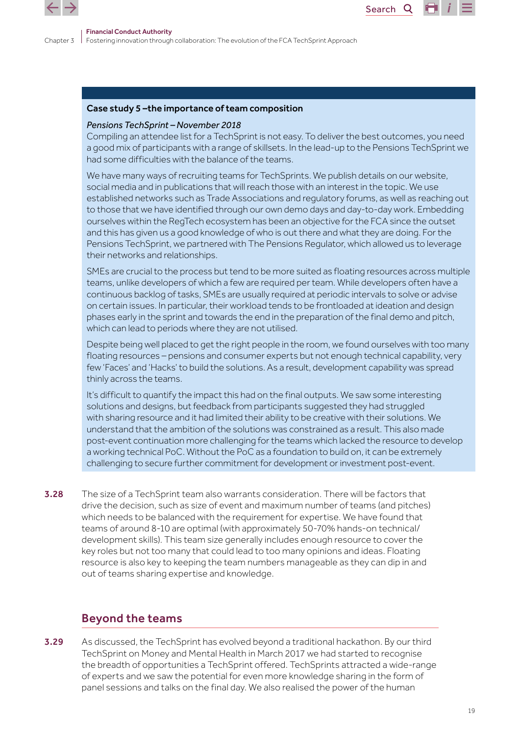**Case study 5 –the importance of team composition**

*Pensions TechSprint – November 2018*

Compiling an attendee list for a TechSprint is not easy. To deliver the best outcomes, you need a good mix of participants with a range of skillsets. In the lead-up to the Pensions TechSprint we had some difficulties with the balance of the teams.

We have many ways of recruiting teams for TechSprints. We publish details on our website, social media and in publications that will reach those with an interest in the topic. We use established networks such as Trade Associations and regulatory forums, as well as reaching out to those that we have identified through our own demo days and day-to-day work. Embedding ourselves within the RegTech ecosystem has been an objective for the FCA since the outset and this has given us a good knowledge of who is out there and what they are doing. For the Pensions TechSprint, we partnered with The Pensions Regulator, which allowed us to leverage their networks and relationships.

SMEs are crucial to the process but tend to be more suited as floating resources across multiple teams, unlike developers of which a few are required per team. While developers often have a continuous backlog of tasks, SMEs are usually required at periodic intervals to solve or advise on certain issues. In particular, their workload tends to be frontloaded at ideation and design phases early in the sprint and towards the end in the preparation of the final demo and pitch, which can lead to periods where they are not utilised.

Despite being well placed to get the right people in the room, we found ourselves with too many floating resources – pensions and consumer experts but not enough technical capability, very few 'Faces' and 'Hacks' to build the solutions. As a result, development capability was spread thinly across the teams.

It's difficult to quantify the impact this had on the final outputs. We saw some interesting solutions and designs, but feedback from participants suggested they had struggled with sharing resource and it had limited their ability to be creative with their solutions. We understand that the ambition of the solutions was constrained as a result. This also made post-event continuation more challenging for the teams which lacked the resource to develop a working technical PoC. Without the PoC as a foundation to build on, it can be extremely challenging to secure further commitment for development or investment post-event.

**3.28** The size of a TechSprint team also warrants consideration. There will be factors that drive the decision, such as size of event and maximum number of teams (and pitches) which needs to be balanced with the requirement for expertise. We have found that teams of around 8-10 are optimal (with approximately 50-70% hands-on technical/ development skills). This team size generally includes enough resource to cover the key roles but not too many that could lead to too many opinions and ideas. Floating resource is also key to keeping the team numbers manageable as they can dip in and out of teams sharing expertise and knowledge.

## Beyond the teams

**3.29** As discussed, the TechSprint has evolved beyond a traditional hackathon. By our third TechSprint on Money and Mental Health in March 2017 we had started to recognise the breadth of opportunities a TechSprint offered. TechSprints attracted a wide-range of experts and we saw the potential for even more knowledge sharing in the form of panel sessions and talks on the final day. We also realised the power of the human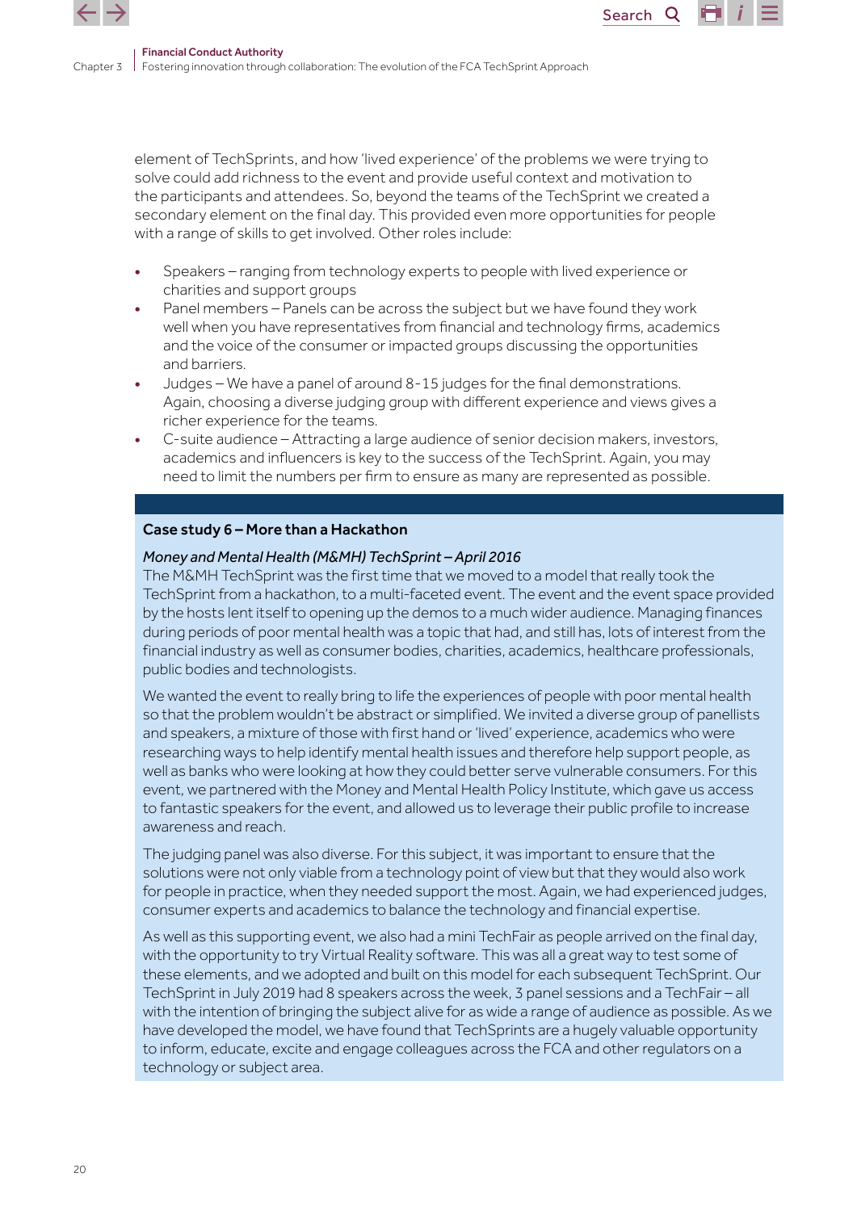element of TechSprints, and how 'lived experience' of the problems we were trying to solve could add richness to the event and provide useful context and motivation to the participants and attendees. So, beyond the teams of the TechSprint we created a secondary element on the final day. This provided even more opportunities for people with a range of skills to get involved. Other roles include:

- Speakers – ranging from technology experts to people with lived experience or charities and support groups
- Panel members – Panels can be across the subject but we have found they work well when you have representatives from financial and technology firms, academics and the voice of the consumer or impacted groups discussing the opportunities and barriers.
- Judges – We have a panel of around 8-15 judges for the final demonstrations. Again, choosing a diverse judging group with different experience and views gives a richer experience for the teams.
- C-suite audience – Attracting a large audience of senior decision makers, investors, academics and influencers is key to the success of the TechSprint. Again, you may need to limit the numbers per firm to ensure as many are represented as possible.

**Case study 6 – More than a Hackathon**

*Money and Mental Health (M&MH) TechSprint – April 2016*

The M&MH TechSprint was the first time that we moved to a model that really took the TechSprint from a hackathon, to a multi-faceted event. The event and the event space provided by the hosts lent itself to opening up the demos to a much wider audience. Managing finances during periods of poor mental health was a topic that had, and still has, lots of interest from the financial industry as well as consumer bodies, charities, academics, healthcare professionals, public bodies and technologists.

We wanted the event to really bring to life the experiences of people with poor mental health so that the problem wouldn't be abstract or simplified. We invited a diverse group of panellists and speakers, a mixture of those with first hand or 'lived' experience, academics who were researching ways to help identify mental health issues and therefore help support people, as well as banks who were looking at how they could better serve vulnerable consumers. For this event, we partnered with the Money and Mental Health Policy Institute, which gave us access to fantastic speakers for the event, and allowed us to leverage their public profile to increase awareness and reach.

The judging panel was also diverse. For this subject, it was important to ensure that the solutions were not only viable from a technology point of view but that they would also work for people in practice, when they needed support the most. Again, we had experienced judges, consumer experts and academics to balance the technology and financial expertise.

As well as this supporting event, we also had a mini TechFair as people arrived on the final day, with the opportunity to try Virtual Reality software. This was all a great way to test some of these elements, and we adopted and built on this model for each subsequent TechSprint. Our TechSprint in July 2019 had 8 speakers across the week, 3 panel sessions and a TechFair – all with the intention of bringing the subject alive for as wide a range of audience as possible. As we have developed the model, we have found that TechSprints are a hugely valuable opportunity to inform, educate, excite and engage colleagues across the FCA and other regulators on a technology or subject area.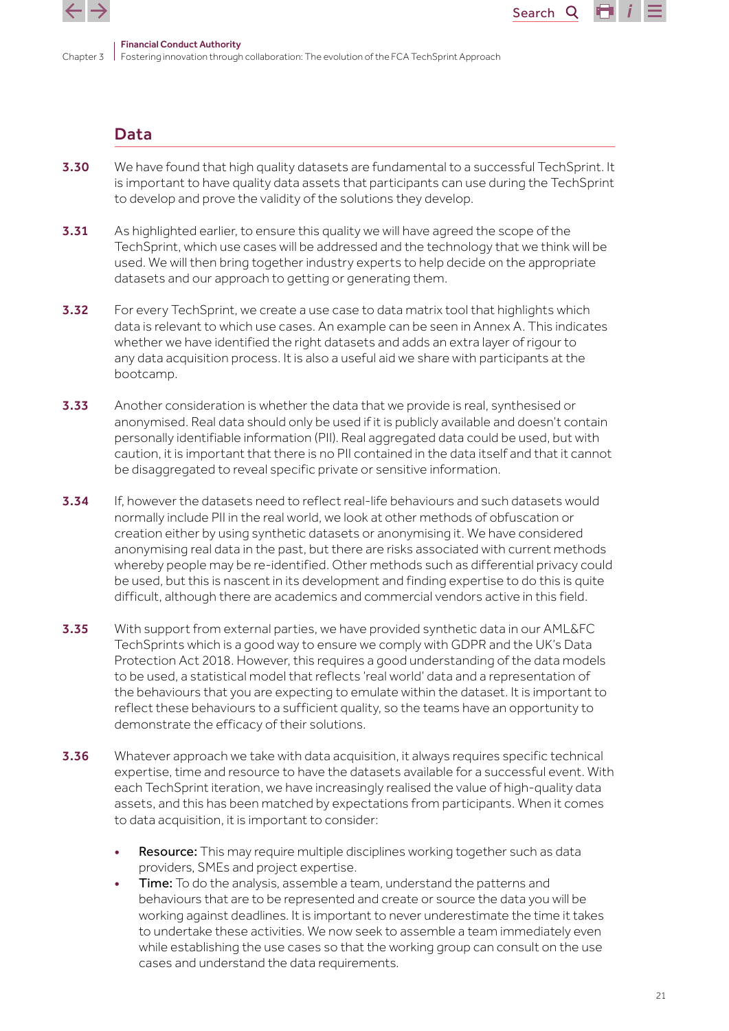## Data

**3.30** We have found that high quality datasets are fundamental to a successful TechSprint. It is important to have quality data assets that participants can use during the TechSprint to develop and prove the validity of the solutions they develop.

**3.31** As highlighted earlier, to ensure this quality we will have agreed the scope of the TechSprint, which use cases will be addressed and the technology that we think will be used. We will then bring together industry experts to help decide on the appropriate datasets and our approach to getting or generating them.

**3.32** For every TechSprint, we create a use case to data matrix tool that highlights which data is relevant to which use cases. An example can be seen in Annex A. This indicates whether we have identified the right datasets and adds an extra layer of rigour to any data acquisition process. It is also a useful aid we share with participants at the bootcamp.

**3.33** Another consideration is whether the data that we provide is real, synthesised or anonymised. Real data should only be used if it is publicly available and doesn't contain personally identifiable information (PII). Real aggregated data could be used, but with caution, it is important that there is no PII contained in the data itself and that it cannot be disaggregated to reveal specific private or sensitive information.

**3.34** If, however the datasets need to reflect real-life behaviours and such datasets would normally include PII in the real world, we look at other methods of obfuscation or creation either by using synthetic datasets or anonymising it. We have considered anonymising real data in the past, but there are risks associated with current methods whereby people may be re-identified. Other methods such as differential privacy could be used, but this is nascent in its development and finding expertise to do this is quite difficult, although there are academics and commercial vendors active in this field.

**3.35** With support from external parties, we have provided synthetic data in our AML&FC TechSprints which is a good way to ensure we comply with GDPR and the UK's Data Protection Act 2018. However, this requires a good understanding of the data models to be used, a statistical model that reflects 'real world' data and a representation of the behaviours that you are expecting to emulate within the dataset. It is important to reflect these behaviours to a sufficient quality, so the teams have an opportunity to demonstrate the efficacy of their solutions.

**3.36** Whatever approach we take with data acquisition, it always requires specific technical expertise, time and resource to have the datasets available for a successful event. With each TechSprint iteration, we have increasingly realised the value of high-quality data assets, and this has been matched by expectations from participants. When it comes to data acquisition, it is important to consider:

- **Resource:** This may require multiple disciplines working together such as data providers, SMEs and project expertise.
- **Time:** To do the analysis, assemble a team, understand the patterns and behaviours that are to be represented and create or source the data you will be working against deadlines. It is important to never underestimate the time it takes to undertake these activities. We now seek to assemble a team immediately even while establishing the use cases so that the working group can consult on the use cases and understand the data requirements.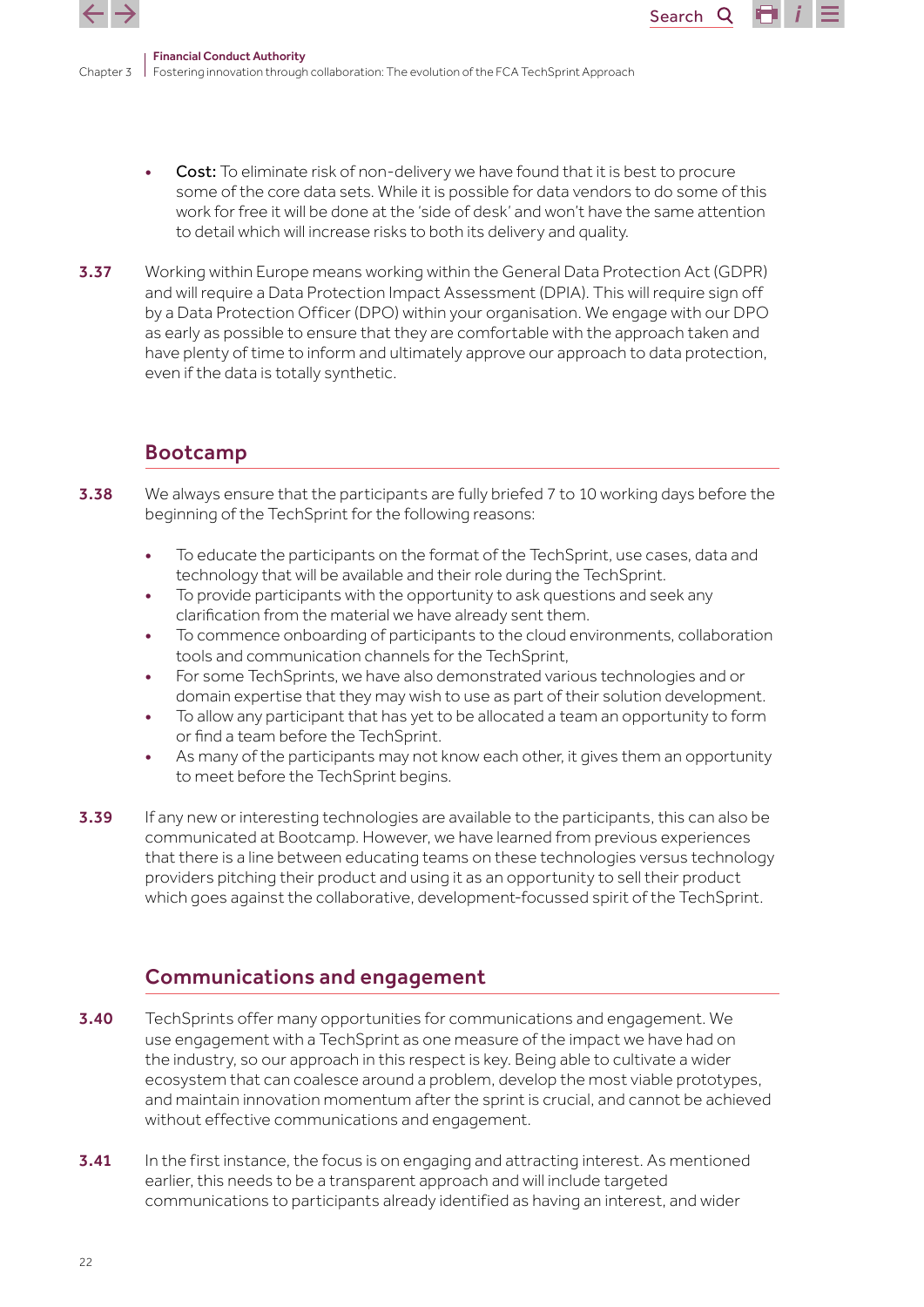- **Cost:** To eliminate risk of non-delivery we have found that it is best to procure some of the core data sets. While it is possible for data vendors to do some of this work for free it will be done at the 'side of desk' and won't have the same attention to detail which will increase risks to both its delivery and quality.

**3.37** Working within Europe means working within the General Data Protection Act (GDPR) and will require a Data Protection Impact Assessment (DPIA). This will require sign off by a Data Protection Officer (DPO) within your organisation. We engage with our DPO as early as possible to ensure that they are comfortable with the approach taken and have plenty of time to inform and ultimately approve our approach to data protection, even if the data is totally synthetic.

## Bootcamp

**3.38** We always ensure that the participants are fully briefed 7 to 10 working days before the beginning of the TechSprint for the following reasons:

- To educate the participants on the format of the TechSprint, use cases, data and technology that will be available and their role during the TechSprint.
- To provide participants with the opportunity to ask questions and seek any clarification from the material we have already sent them.
- To commence onboarding of participants to the cloud environments, collaboration tools and communication channels for the TechSprint,
- For some TechSprints, we have also demonstrated various technologies and or domain expertise that they may wish to use as part of their solution development.
- To allow any participant that has yet to be allocated a team an opportunity to form or find a team before the TechSprint.
- As many of the participants may not know each other, it gives them an opportunity to meet before the TechSprint begins.

**3.39** If any new or interesting technologies are available to the participants, this can also be communicated at Bootcamp. However, we have learned from previous experiences that there is a line between educating teams on these technologies versus technology providers pitching their product and using it as an opportunity to sell their product which goes against the collaborative, development-focussed spirit of the TechSprint.

## Communications and engagement

**3.40** TechSprints offer many opportunities for communications and engagement. We use engagement with a TechSprint as one measure of the impact we have had on the industry, so our approach in this respect is key. Being able to cultivate a wider ecosystem that can coalesce around a problem, develop the most viable prototypes, and maintain innovation momentum after the sprint is crucial, and cannot be achieved without effective communications and engagement.

**3.41** In the first instance, the focus is on engaging and attracting interest. As mentioned earlier, this needs to be a transparent approach and will include targeted communications to participants already identified as having an interest, and wider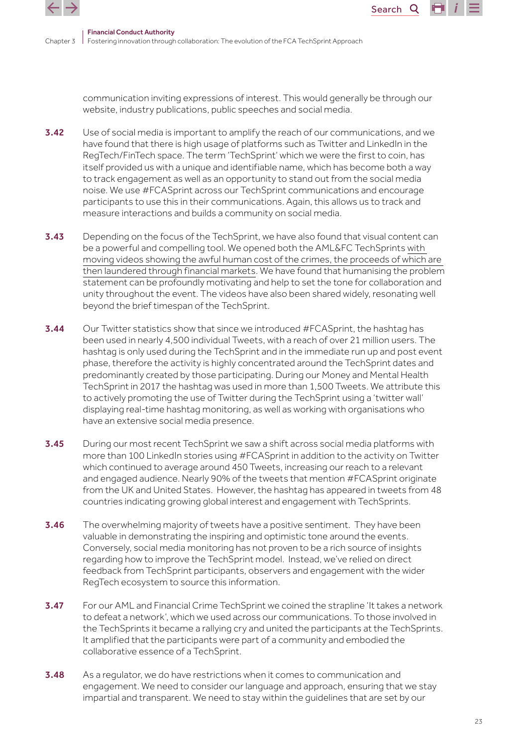communication inviting expressions of interest. This would generally be through our website, industry publications, public speeches and social media.

**3.42** Use of social media is important to amplify the reach of our communications, and we have found that there is high usage of platforms such as Twitter and LinkedIn in the RegTech/FinTech space. The term 'TechSprint' which we were the first to coin, has itself provided us with a unique and identifiable name, which has become both a way to track engagement as well as an opportunity to stand out from the social media noise. We use #FCASprint across our TechSprint communications and encourage participants to use this in their communications. Again, this allows us to track and measure interactions and builds a community on social media.

**3.43** Depending on the focus of the TechSprint, we have also found that visual content can be a powerful and compelling tool. We opened both the AML&FC TechSprints with moving videos showing the awful human cost of the crimes, the proceeds of which are then laundered through financial markets. We have found that humanising the problem statement can be profoundly motivating and help to set the tone for collaboration and unity throughout the event. The videos have also been shared widely, resonating well beyond the brief timespan of the TechSprint.

**3.44** Our Twitter statistics show that since we introduced #FCASprint, the hashtag has been used in nearly 4,500 individual Tweets, with a reach of over 21 million users. The hashtag is only used during the TechSprint and in the immediate run up and post event phase, therefore the activity is highly concentrated around the TechSprint dates and predominantly created by those participating. During our Money and Mental Health TechSprint in 2017 the hashtag was used in more than 1,500 Tweets. We attribute this to actively promoting the use of Twitter during the TechSprint using a 'twitter wall' displaying real-time hashtag monitoring, as well as working with organisations who have an extensive social media presence.

**3.45** During our most recent TechSprint we saw a shift across social media platforms with more than 100 LinkedIn stories using #FCASprint in addition to the activity on Twitter which continued to average around 450 Tweets, increasing our reach to a relevant and engaged audience. Nearly 90% of the tweets that mention #FCASprint originate from the UK and United States. However, the hashtag has appeared in tweets from 48 countries indicating growing global interest and engagement with TechSprints.

**3.46** The overwhelming majority of tweets have a positive sentiment. They have been valuable in demonstrating the inspiring and optimistic tone around the events. Conversely, social media monitoring has not proven to be a rich source of insights regarding how to improve the TechSprint model. Instead, we've relied on direct feedback from TechSprint participants, observers and engagement with the wider RegTech ecosystem to source this information.

**3.47** For our AML and Financial Crime TechSprint we coined the strapline 'It takes a network to defeat a network', which we used across our communications. To those involved in the TechSprints it became a rallying cry and united the participants at the TechSprints. It amplified that the participants were part of a community and embodied the collaborative essence of a TechSprint.

**3.48** As a regulator, we do have restrictions when it comes to communication and engagement. We need to consider our language and approach, ensuring that we stay impartial and transparent. We need to stay within the guidelines that are set by our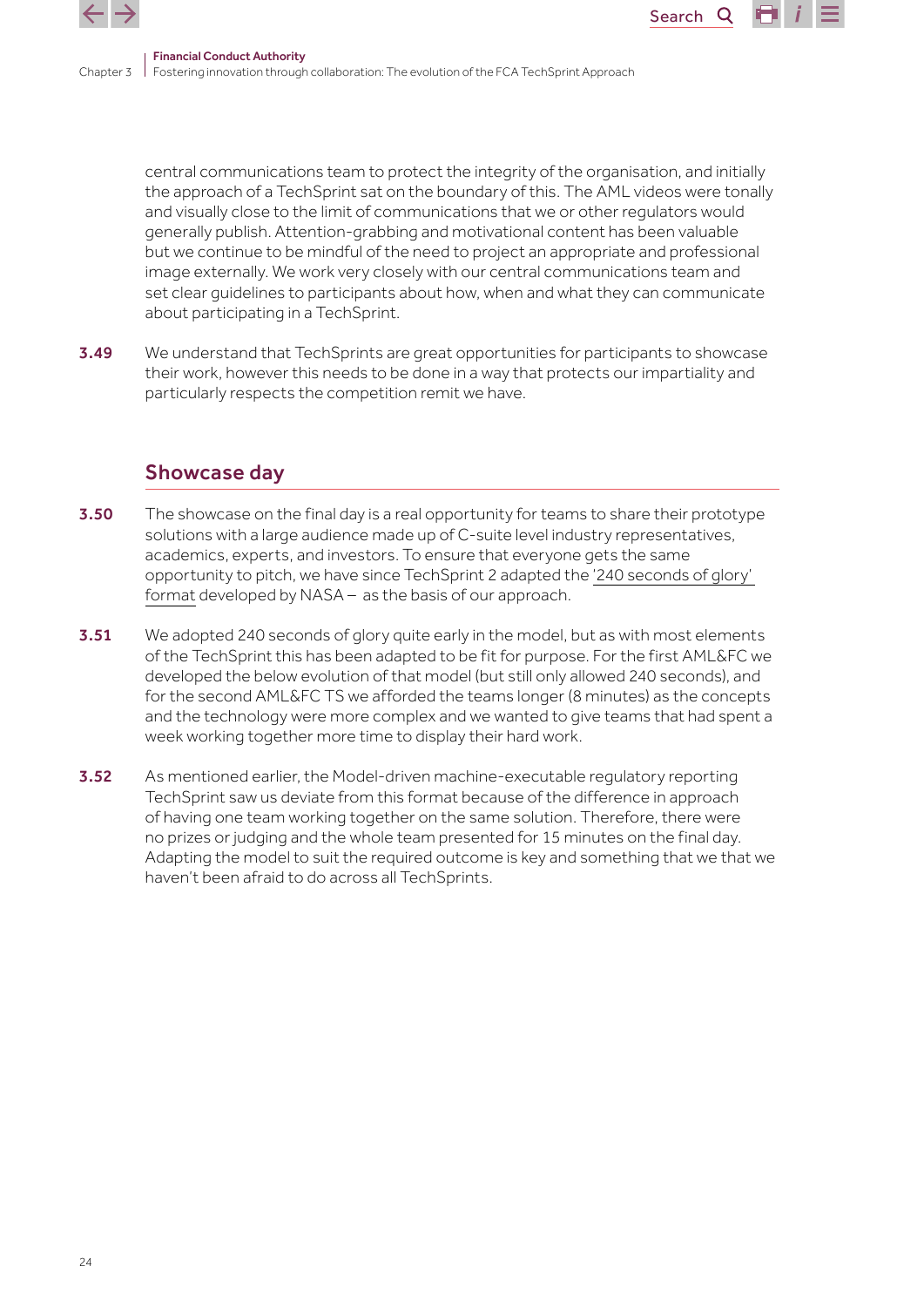central communications team to protect the integrity of the organisation, and initially the approach of a TechSprint sat on the boundary of this. The AML videos were tonally and visually close to the limit of communications that we or other regulators would generally publish. Attention-grabbing and motivational content has been valuable but we continue to be mindful of the need to project an appropriate and professional image externally. We work very closely with our central communications team and set clear guidelines to participants about how, when and what they can communicate about participating in a TechSprint.

**3.49** We understand that TechSprints are great opportunities for participants to showcase their work, however this needs to be done in a way that protects our impartiality and particularly respects the competition remit we have.

## Showcase day

**3.50** The showcase on the final day is a real opportunity for teams to share their prototype solutions with a large audience made up of C-suite level industry representatives, academics, experts, and investors. To ensure that everyone gets the same opportunity to pitch, we have since TechSprint 2 adapted the '240 seconds of glory' format developed by NASA – as the basis of our approach.

**3.51** We adopted 240 seconds of glory quite early in the model, but as with most elements of the TechSprint this has been adapted to be fit for purpose. For the first AML&FC we developed the below evolution of that model (but still only allowed 240 seconds), and for the second AML&FC TS we afforded the teams longer (8 minutes) as the concepts and the technology were more complex and we wanted to give teams that had spent a week working together more time to display their hard work.

**3.52** As mentioned earlier, the Model-driven machine-executable regulatory reporting TechSprint saw us deviate from this format because of the difference in approach of having one team working together on the same solution. Therefore, there were no prizes or judging and the whole team presented for 15 minutes on the final day. Adapting the model to suit the required outcome is key and something that we that we haven't been afraid to do across all TechSprints.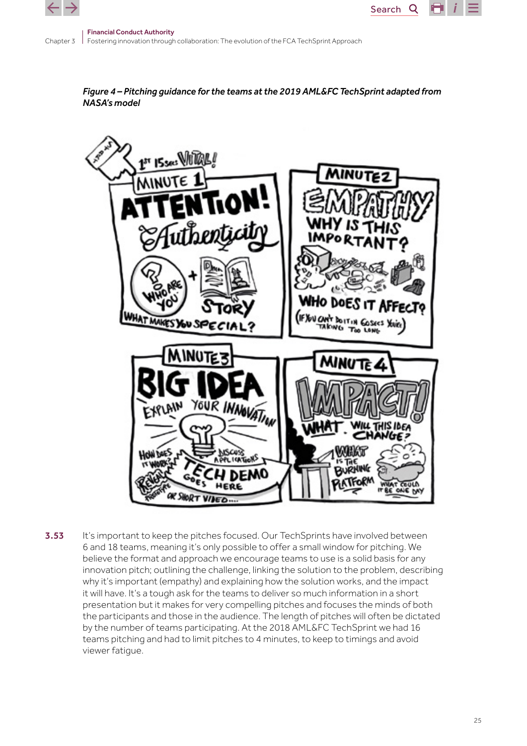*Figure 4 – Pitching guidance for the teams at the 2019 AML&FC TechSprint adapted from NASA's model*

**3.53** It's important to keep the pitches focused. Our TechSprints have involved between 6 and 18 teams, meaning it's only possible to offer a small window for pitching. We believe the format and approach we encourage teams to use is a solid basis for any innovation pitch; outlining the challenge, linking the solution to the problem, describing why it's important (empathy) and explaining how the solution works, and the impact it will have. It's a tough ask for the teams to deliver so much information in a short presentation but it makes for very compelling pitches and focuses the minds of both the participants and those in the audience. The length of pitches will often be dictated by the number of teams participating. At the 2018 AML&FC TechSprint we had 16 teams pitching and had to limit pitches to 4 minutes, to keep to timings and avoid viewer fatigue.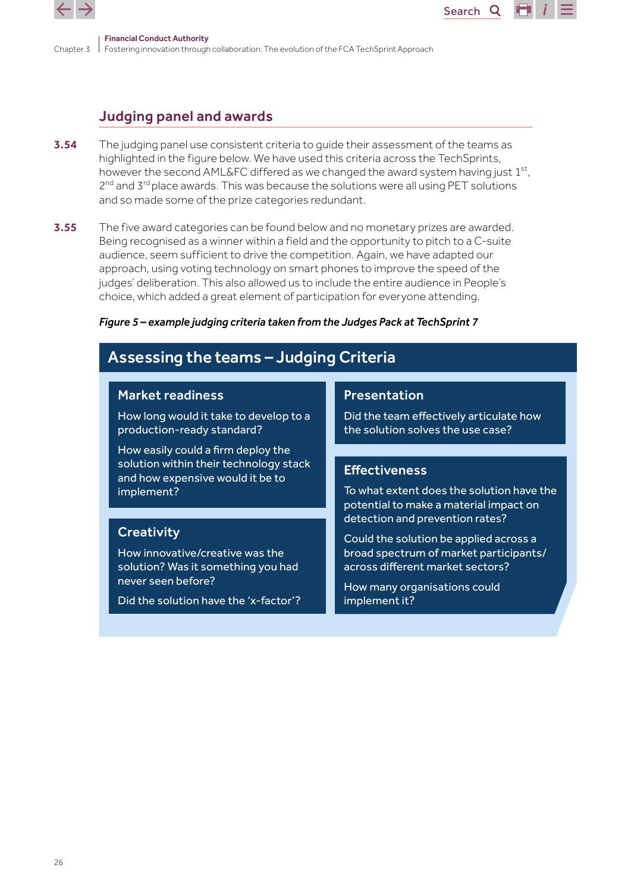## Judging panel and awards

**3.54** The judging panel use consistent criteria to guide their assessment of the teams as highlighted in the figure below. We have used this criteria across the TechSprints, however the second AML&FC differed as we changed the award system having just 1st, 2nd and 3rd place awards. This was because the solutions were all using PET solutions and so made some of the prize categories redundant.

**3.55** The five award categories can be found below and no monetary prizes are awarded. Being recognised as a winner within a field and the opportunity to pitch to a C-suite audience, seem sufficient to drive the competition. Again, we have adapted our approach, using voting technology on smart phones to improve the speed of the judges' deliberation. This also allowed us to include the entire audience in People's choice, which added a great element of participation for everyone attending.

***Figure 5 – example judging criteria taken from the Judges Pack at TechSprint 7***

### Assessing the teams – Judging Criteria

**Market readiness**

How long would it take to develop to a production-ready standard?

How easily could a firm deploy the solution within their technology stack and how expensive would it be to implement?

**Creativity**

How innovative/creative was the solution? Was it something you had never seen before?

Did the solution have the 'x-factor'?

**Presentation**

Did the team effectively articulate how the solution solves the use case?

**Effectiveness**

To what extent does the solution have the potential to make a material impact on detection and prevention rates?

Could the solution be applied across a broad spectrum of market participants/ across different market sectors?

How many organisations could implement it?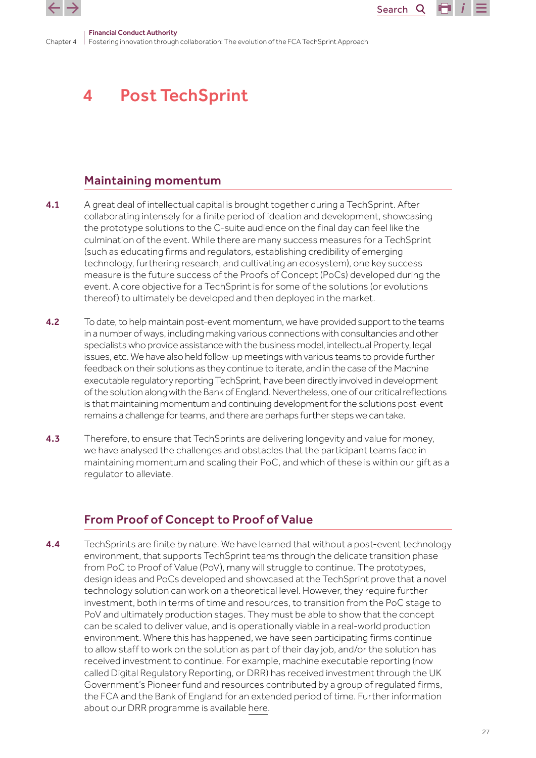# 4 Post TechSprint

## Maintaining momentum

**4.1** A great deal of intellectual capital is brought together during a TechSprint. After collaborating intensely for a finite period of ideation and development, showcasing the prototype solutions to the C-suite audience on the final day can feel like the culmination of the event. While there are many success measures for a TechSprint (such as educating firms and regulators, establishing credibility of emerging technology, furthering research, and cultivating an ecosystem), one key success measure is the future success of the Proofs of Concept (PoCs) developed during the event. A core objective for a TechSprint is for some of the solutions (or evolutions thereof) to ultimately be developed and then deployed in the market.

**4.2** To date, to help maintain post-event momentum, we have provided support to the teams in a number of ways, including making various connections with consultancies and other specialists who provide assistance with the business model, intellectual Property, legal issues, etc. We have also held follow-up meetings with various teams to provide further feedback on their solutions as they continue to iterate, and in the case of the Machine executable regulatory reporting TechSprint, have been directly involved in development of the solution along with the Bank of England. Nevertheless, one of our critical reflections is that maintaining momentum and continuing development for the solutions post-event remains a challenge for teams, and there are perhaps further steps we can take.

**4.3** Therefore, to ensure that TechSprints are delivering longevity and value for money, we have analysed the challenges and obstacles that the participant teams face in maintaining momentum and scaling their PoC, and which of these is within our gift as a regulator to alleviate.

## From Proof of Concept to Proof of Value

**4.4** TechSprints are finite by nature. We have learned that without a post-event technology environment, that supports TechSprint teams through the delicate transition phase from PoC to Proof of Value (PoV), many will struggle to continue. The prototypes, design ideas and PoCs developed and showcased at the TechSprint prove that a novel technology solution can work on a theoretical level. However, they require further investment, both in terms of time and resources, to transition from the PoC stage to PoV and ultimately production stages. They must be able to show that the concept can be scaled to deliver value, and is operationally viable in a real-world production environment. Where this has happened, we have seen participating firms continue to allow staff to work on the solution as part of their day job, and/or the solution has received investment to continue. For example, machine executable reporting (now called Digital Regulatory Reporting, or DRR) has received investment through the UK Government's Pioneer fund and resources contributed by a group of regulated firms, the FCA and the Bank of England for an extended period of time. Further information about our DRR programme is available here.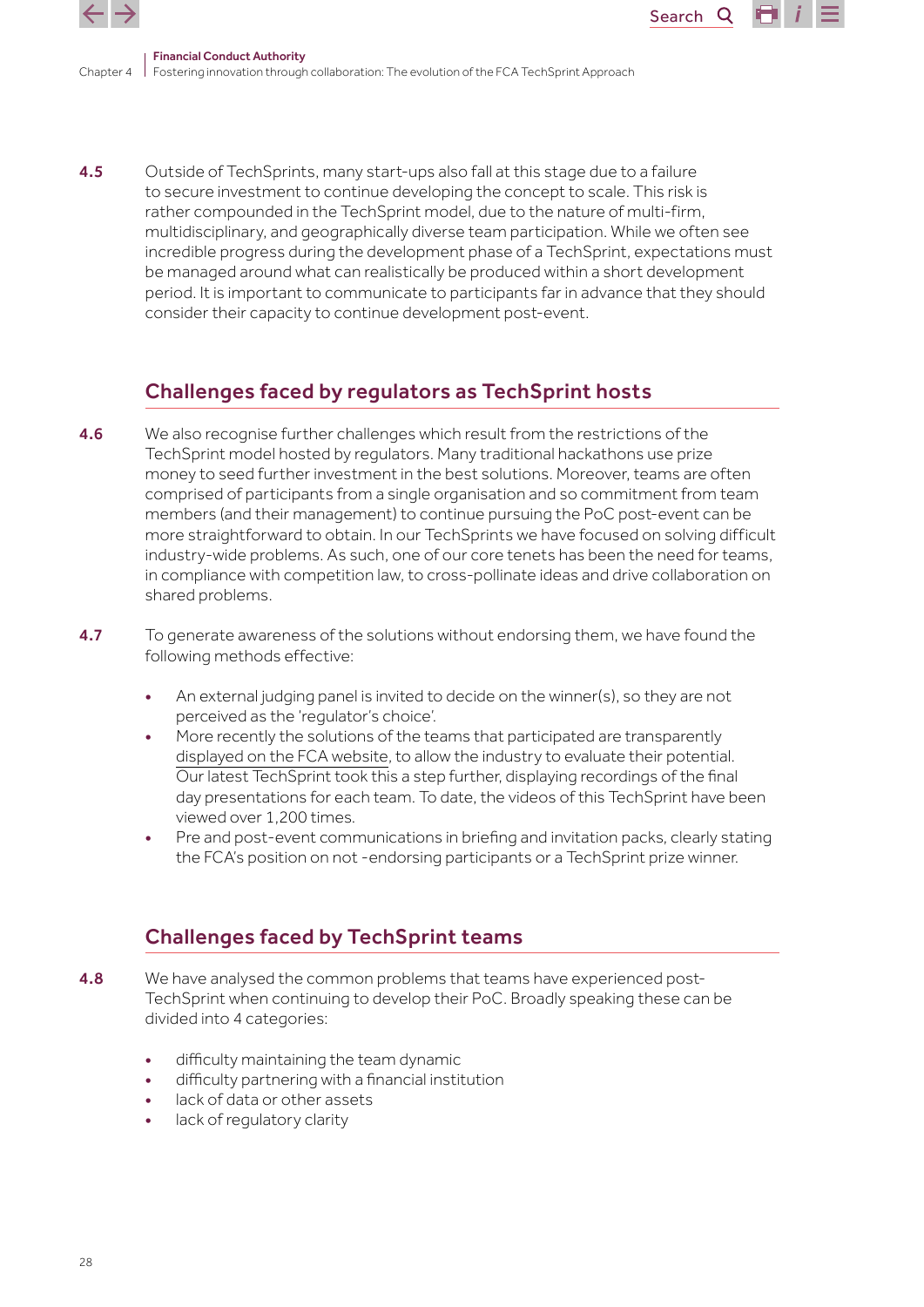**4.5** Outside of TechSprints, many start-ups also fall at this stage due to a failure to secure investment to continue developing the concept to scale. This risk is rather compounded in the TechSprint model, due to the nature of multi-firm, multidisciplinary, and geographically diverse team participation. While we often see incredible progress during the development phase of a TechSprint, expectations must be managed around what can realistically be produced within a short development period. It is important to communicate to participants far in advance that they should consider their capacity to continue development post-event.

## Challenges faced by regulators as TechSprint hosts

**4.6** We also recognise further challenges which result from the restrictions of the TechSprint model hosted by regulators. Many traditional hackathons use prize money to seed further investment in the best solutions. Moreover, teams are often comprised of participants from a single organisation and so commitment from team members (and their management) to continue pursuing the PoC post-event can be more straightforward to obtain. In our TechSprints we have focused on solving difficult industry-wide problems. As such, one of our core tenets has been the need for teams, in compliance with competition law, to cross-pollinate ideas and drive collaboration on shared problems.

**4.7** To generate awareness of the solutions without endorsing them, we have found the following methods effective:

- An external judging panel is invited to decide on the winner(s), so they are not perceived as the 'regulator's choice'.
- More recently the solutions of the teams that participated are transparently displayed on the FCA website, to allow the industry to evaluate their potential. Our latest TechSprint took this a step further, displaying recordings of the final day presentations for each team. To date, the videos of this TechSprint have been viewed over 1,200 times.
- Pre and post-event communications in briefing and invitation packs, clearly stating the FCA's position on not -endorsing participants or a TechSprint prize winner.

## Challenges faced by TechSprint teams

**4.8** We have analysed the common problems that teams have experienced post-TechSprint when continuing to develop their PoC. Broadly speaking these can be divided into 4 categories:

- difficulty maintaining the team dynamic
- difficulty partnering with a financial institution
- lack of data or other assets
- lack of regulatory clarity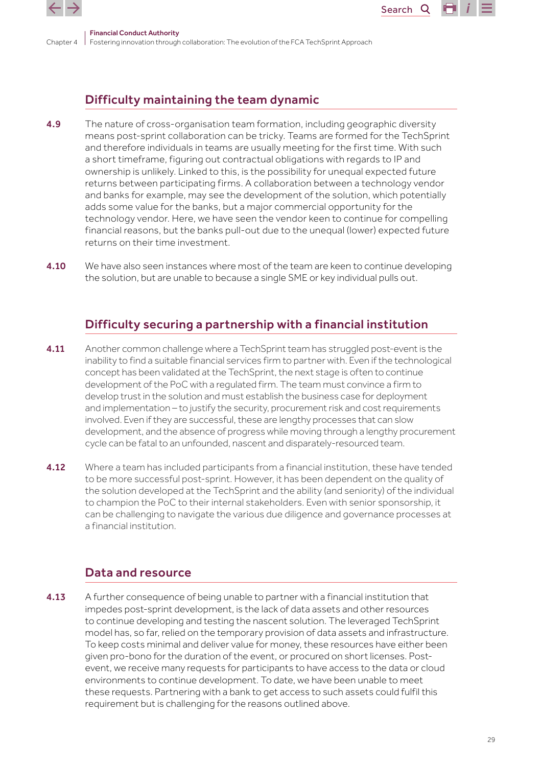## Difficulty maintaining the team dynamic

**4.9** The nature of cross-organisation team formation, including geographic diversity means post-sprint collaboration can be tricky. Teams are formed for the TechSprint and therefore individuals in teams are usually meeting for the first time. With such a short timeframe, figuring out contractual obligations with regards to IP and ownership is unlikely. Linked to this, is the possibility for unequal expected future returns between participating firms. A collaboration between a technology vendor and banks for example, may see the development of the solution, which potentially adds some value for the banks, but a major commercial opportunity for the technology vendor. Here, we have seen the vendor keen to continue for compelling financial reasons, but the banks pull-out due to the unequal (lower) expected future returns on their time investment.

**4.10** We have also seen instances where most of the team are keen to continue developing the solution, but are unable to because a single SME or key individual pulls out.

## Difficulty securing a partnership with a financial institution

**4.11** Another common challenge where a TechSprint team has struggled post-event is the inability to find a suitable financial services firm to partner with. Even if the technological concept has been validated at the TechSprint, the next stage is often to continue development of the PoC with a regulated firm. The team must convince a firm to develop trust in the solution and must establish the business case for deployment and implementation – to justify the security, procurement risk and cost requirements involved. Even if they are successful, these are lengthy processes that can slow development, and the absence of progress while moving through a lengthy procurement cycle can be fatal to an unfounded, nascent and disparately-resourced team.

**4.12** Where a team has included participants from a financial institution, these have tended to be more successful post-sprint. However, it has been dependent on the quality of the solution developed at the TechSprint and the ability (and seniority) of the individual to champion the PoC to their internal stakeholders. Even with senior sponsorship, it can be challenging to navigate the various due diligence and governance processes at a financial institution.

## Data and resource

**4.13** A further consequence of being unable to partner with a financial institution that impedes post-sprint development, is the lack of data assets and other resources to continue developing and testing the nascent solution. The leveraged TechSprint model has, so far, relied on the temporary provision of data assets and infrastructure. To keep costs minimal and deliver value for money, these resources have either been given pro-bono for the duration of the event, or procured on short licenses. Post-event, we receive many requests for participants to have access to the data or cloud environments to continue development. To date, we have been unable to meet these requests. Partnering with a bank to get access to such assets could fulfil this requirement but is challenging for the reasons outlined above.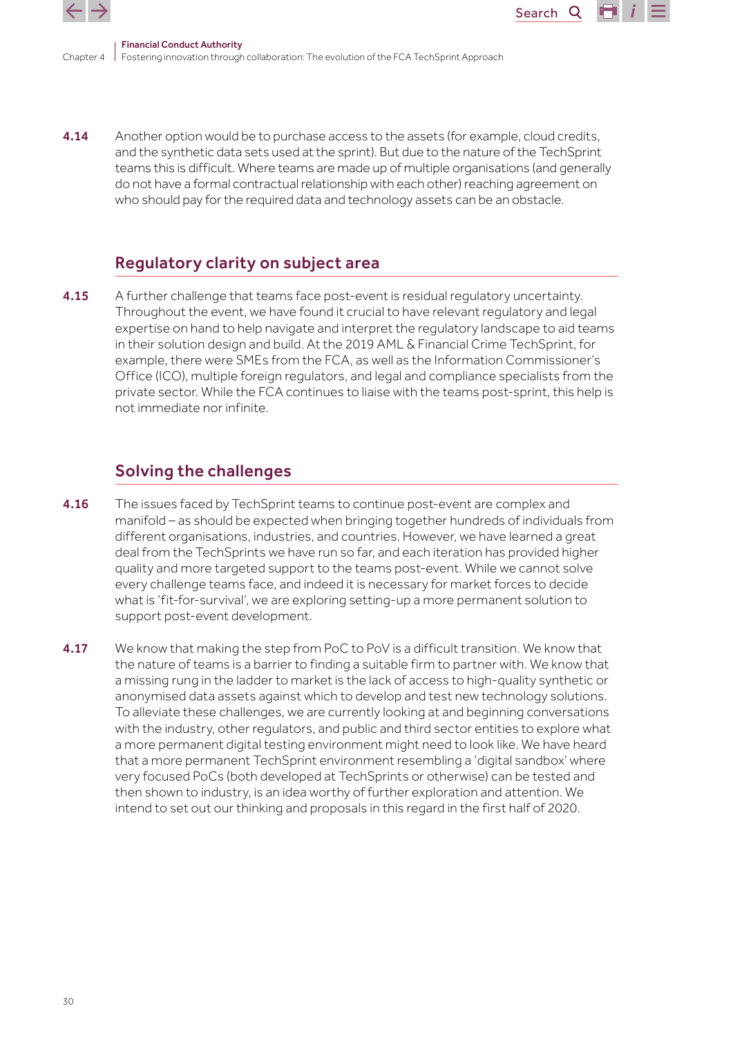**4.14** Another option would be to purchase access to the assets (for example, cloud credits, and the synthetic data sets used at the sprint). But due to the nature of the TechSprint teams this is difficult. Where teams are made up of multiple organisations (and generally do not have a formal contractual relationship with each other) reaching agreement on who should pay for the required data and technology assets can be an obstacle.

## Regulatory clarity on subject area

**4.15** A further challenge that teams face post-event is residual regulatory uncertainty. Throughout the event, we have found it crucial to have relevant regulatory and legal expertise on hand to help navigate and interpret the regulatory landscape to aid teams in their solution design and build. At the 2019 AML & Financial Crime TechSprint, for example, there were SMEs from the FCA, as well as the Information Commissioner's Office (ICO), multiple foreign regulators, and legal and compliance specialists from the private sector. While the FCA continues to liaise with the teams post-sprint, this help is not immediate nor infinite.

## Solving the challenges

**4.16** The issues faced by TechSprint teams to continue post-event are complex and manifold – as should be expected when bringing together hundreds of individuals from different organisations, industries, and countries. However, we have learned a great deal from the TechSprints we have run so far, and each iteration has provided higher quality and more targeted support to the teams post-event. While we cannot solve every challenge teams face, and indeed it is necessary for market forces to decide what is 'fit-for-survival', we are exploring setting-up a more permanent solution to support post-event development.

**4.17** We know that making the step from PoC to PoV is a difficult transition. We know that the nature of teams is a barrier to finding a suitable firm to partner with. We know that a missing rung in the ladder to market is the lack of access to high-quality synthetic or anonymised data assets against which to develop and test new technology solutions. To alleviate these challenges, we are currently looking at and beginning conversations with the industry, other regulators, and public and third sector entities to explore what a more permanent digital testing environment might need to look like. We have heard that a more permanent TechSprint environment resembling a 'digital sandbox' where very focused PoCs (both developed at TechSprints or otherwise) can be tested and then shown to industry, is an idea worthy of further exploration and attention. We intend to set out our thinking and proposals in this regard in the first half of 2020.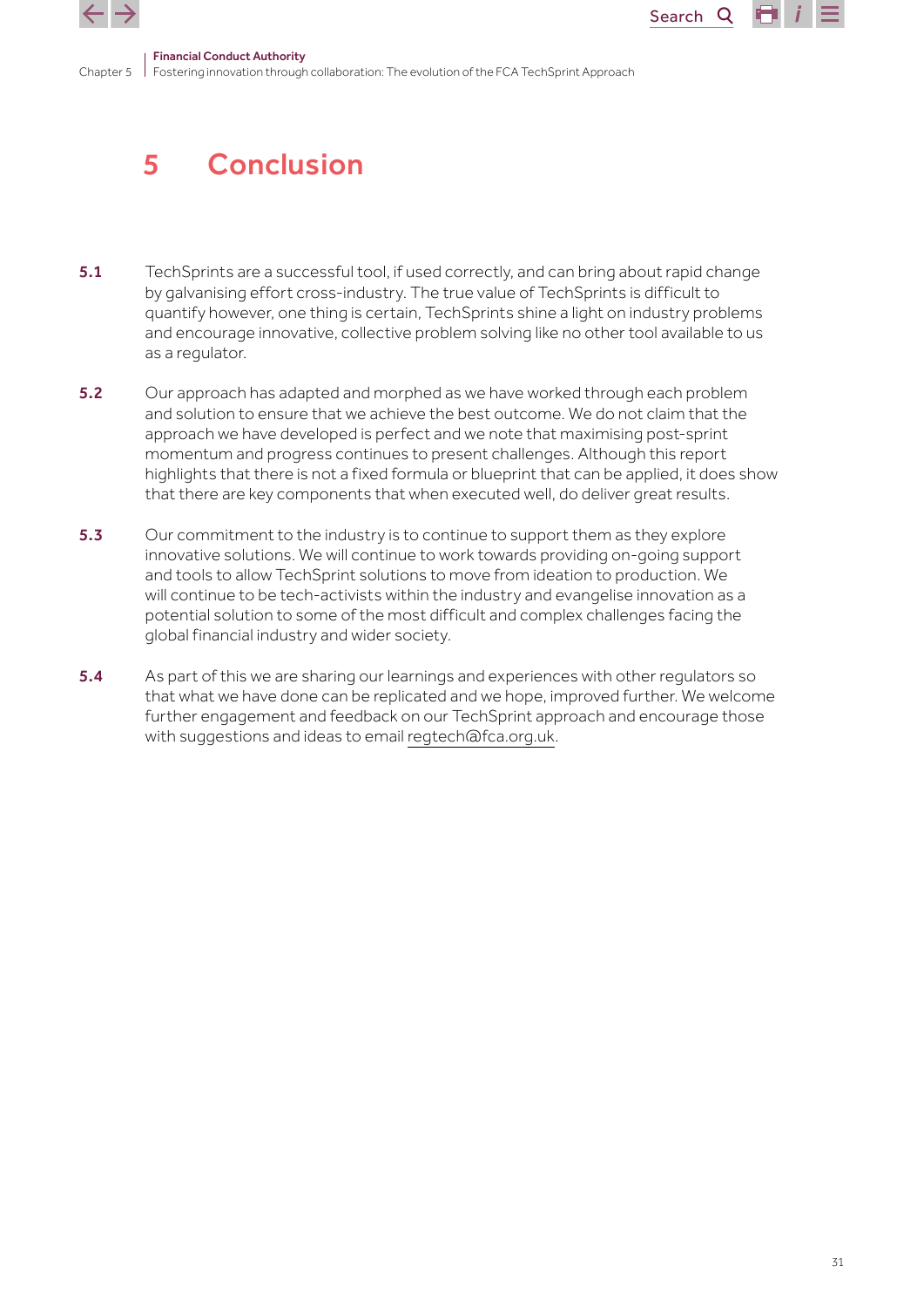# 5 Conclusion

**5.1** TechSprints are a successful tool, if used correctly, and can bring about rapid change by galvanising effort cross-industry. The true value of TechSprints is difficult to quantify however, one thing is certain, TechSprints shine a light on industry problems and encourage innovative, collective problem solving like no other tool available to us as a regulator.

**5.2** Our approach has adapted and morphed as we have worked through each problem and solution to ensure that we achieve the best outcome. We do not claim that the approach we have developed is perfect and we note that maximising post-sprint momentum and progress continues to present challenges. Although this report highlights that there is not a fixed formula or blueprint that can be applied, it does show that there are key components that when executed well, do deliver great results.

**5.3** Our commitment to the industry is to continue to support them as they explore innovative solutions. We will continue to work towards providing on-going support and tools to allow TechSprint solutions to move from ideation to production. We will continue to be tech-activists within the industry and evangelise innovation as a potential solution to some of the most difficult and complex challenges facing the global financial industry and wider society.

**5.4** As part of this we are sharing our learnings and experiences with other regulators so that what we have done can be replicated and we hope, improved further. We welcome further engagement and feedback on our TechSprint approach and encourage those with suggestions and ideas to email regtech@fca.org.uk.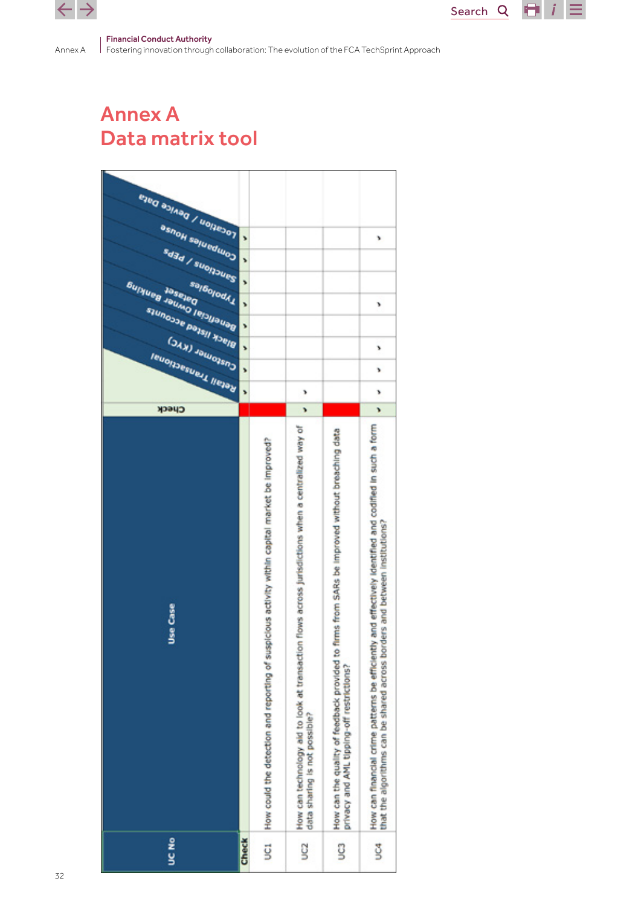# Annex A
# Data matrix tool

| UC No | Use Case | Check | Retail Transactional | Customer (KYC) | Black listed accounts | Beneficial Owner Banking | Typologies Dataset | Sanctions / PEPs | Companies House | Location / Device Data |
|---|---|---|---|---|---|---|---|---|---|---|
| Check | | | ✓ | ✓ | ✓ | ✓ | ✓ | ✓ | ✓ | ✓ |
| UC1 | How could the detection and reporting of suspicious activity within capital market be improved? | | | | | | | | | |
| UC2 | How can technology aid to look at transaction flows across jurisdictions when a centralized way of data sharing is not possible? | ✓ | ✓ | | | | | | | |
| UC3 | How can the quality of feedback provided to firms from SARs be improved without breaching data privacy and AML tipping-off restrictions? | | | | | | | | | |
| UC4 | How can financial crime patterns be efficiently and effectively identified and codified in such a form that the algorithms can be shared across borders and between institutions? | ✓ | ✓ | ✓ | ✓ | | ✓ | | | ✓ |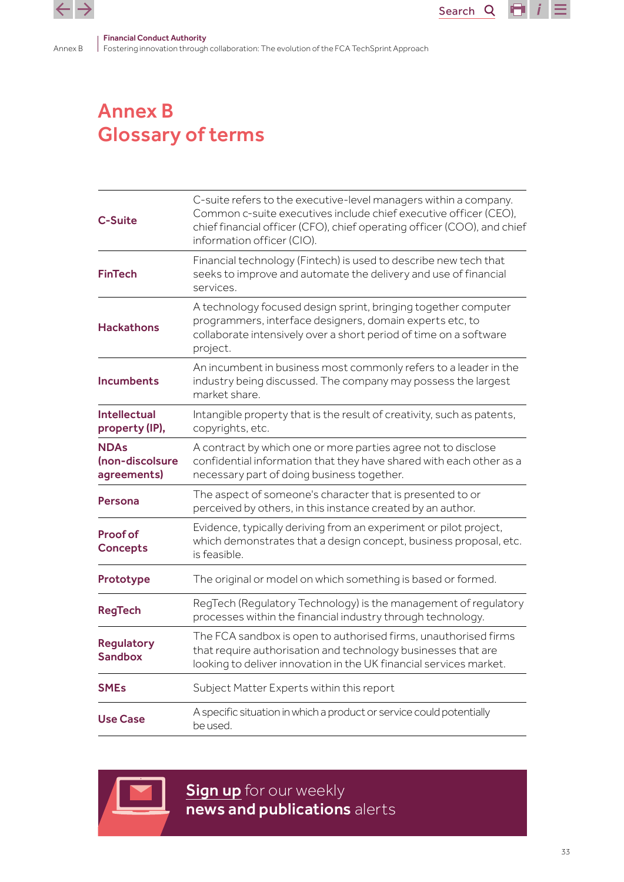# Annex B
# Glossary of terms

| Term | Definition |
|---|---|
| **C-Suite** | C-suite refers to the executive-level managers within a company. Common c-suite executives include chief executive officer (CEO), chief financial officer (CFO), chief operating officer (COO), and chief information officer (CIO). |
| **FinTech** | Financial technology (Fintech) is used to describe new tech that seeks to improve and automate the delivery and use of financial services. |
| **Hackathons** | A technology focused design sprint, bringing together computer programmers, interface designers, domain experts etc, to collaborate intensively over a short period of time on a software project. |
| **Incumbents** | An incumbent in business most commonly refers to a leader in the industry being discussed. The company may possess the largest market share. |
| **Intellectual property (IP),** | Intangible property that is the result of creativity, such as patents, copyrights, etc. |
| **NDAs (non-discolsure agreements)** | A contract by which one or more parties agree not to disclose confidential information that they have shared with each other as a necessary part of doing business together. |
| **Persona** | The aspect of someone's character that is presented to or perceived by others, in this instance created by an author. |
| **Proof of Concepts** | Evidence, typically deriving from an experiment or pilot project, which demonstrates that a design concept, business proposal, etc. is feasible. |
| **Prototype** | The original or model on which something is based or formed. |
| **RegTech** | RegTech (Regulatory Technology) is the management of regulatory processes within the financial industry through technology. |
| **Regulatory Sandbox** | The FCA sandbox is open to authorised firms, unauthorised firms that require authorisation and technology businesses that are looking to deliver innovation in the UK financial services market. |
| **SMEs** | Subject Matter Experts within this report |
| **Use Case** | A specific situation in which a product or service could potentially be used. |

**Sign up** for our weekly **news and publications** alerts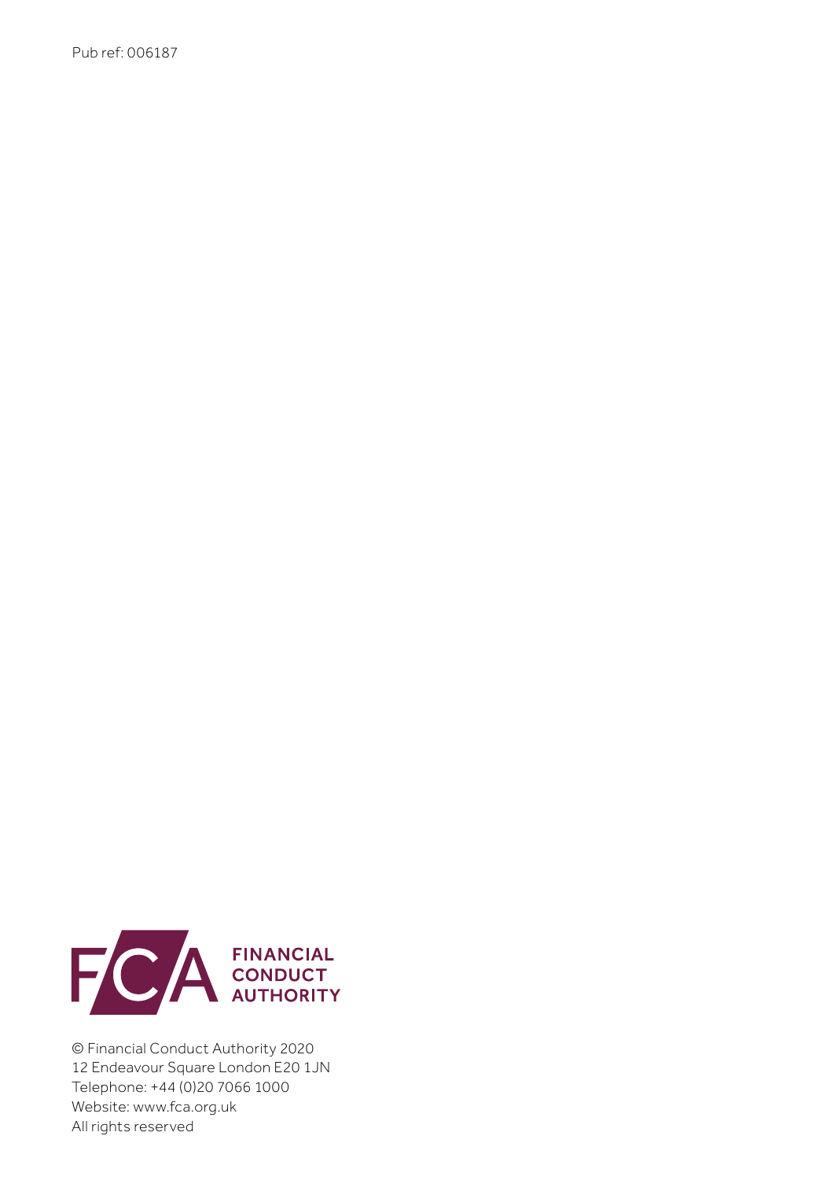Pub ref: 006187

FINANCIAL
CONDUCT
AUTHORITY

© Financial Conduct Authority 2020
12 Endeavour Square London E20 1JN
Telephone: +44 (0)20 7066 1000
Website: www.fca.org.uk
All rights reserved